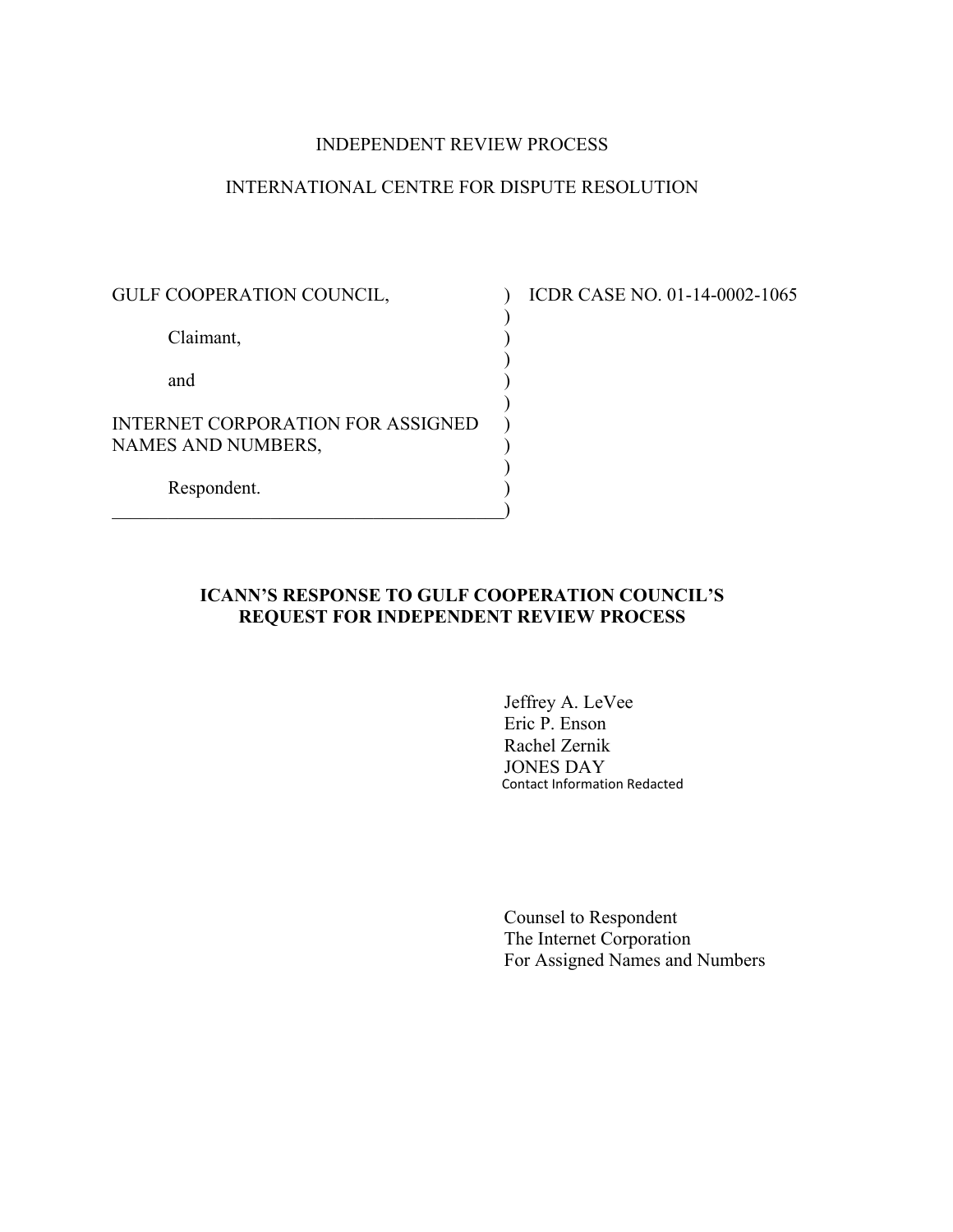INDEPENDENT REVIEW PROCESS

INTERNATIONAL CENTRE FOR DISPUTE RESOLUTION

| | |
|---|---|
| GULF COOPERATION COUNCIL,<br><br>Claimant,<br><br>and<br><br>INTERNET CORPORATION FOR ASSIGNED NAMES AND NUMBERS,<br><br>Respondent. | ICDR CASE NO. 01-14-0002-1065 |

**ICANN'S RESPONSE TO GULF COOPERATION COUNCIL'S REQUEST FOR INDEPENDENT REVIEW PROCESS**

Jeffrey A. LeVee
Eric P. Enson
Rachel Zernik
JONES DAY
Contact Information Redacted

Counsel to Respondent
The Internet Corporation
For Assigned Names and Numbers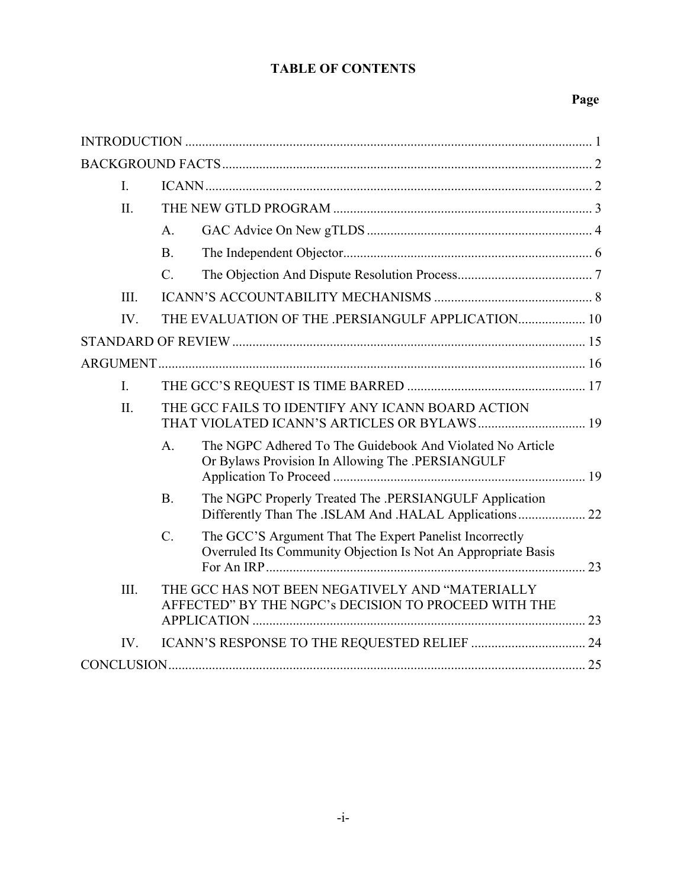# TABLE OF CONTENTS

**Page**

INTRODUCTION ........................................................................................................................ 1

BACKGROUND FACTS ............................................................................................................. 2

- I. ICANN ................................................................................................................. 2
- II. THE NEW GTLD PROGRAM ............................................................................ 3
  - A. GAC Advice On New gTLDS .................................................................. 4
  - B. The Independent Objector ......................................................................... 6
  - C. The Objection And Dispute Resolution Process ........................................ 7
- III. ICANN'S ACCOUNTABILITY MECHANISMS ............................................... 8
- IV. THE EVALUATION OF THE .PERSIANGULF APPLICATION .................... 10

STANDARD OF REVIEW ......................................................................................................... 15

ARGUMENT .............................................................................................................................. 16

- I. THE GCC'S REQUEST IS TIME BARRED ..................................................... 17
- II. THE GCC FAILS TO IDENTIFY ANY ICANN BOARD ACTION THAT VIOLATED ICANN'S ARTICLES OR BYLAWS ................................ 19
  - A. The NGPC Adhered To The Guidebook And Violated No Article Or Bylaws Provision In Allowing The .PERSIANGULF Application To Proceed ........................................................................... 19
  - B. The NGPC Properly Treated The .PERSIANGULF Application Differently Than The .ISLAM And .HALAL Applications .................... 22
  - C. The GCC'S Argument That The Expert Panelist Incorrectly Overruled Its Community Objection Is Not An Appropriate Basis For An IRP ............................................................................................... 23
- III. THE GCC HAS NOT BEEN NEGATIVELY AND "MATERIALLY AFFECTED" BY THE NGPC's DECISION TO PROCEED WITH THE APPLICATION ................................................................................................... 23
- IV. ICANN'S RESPONSE TO THE REQUESTED RELIEF .................................. 24

CONCLUSION ............................................................................................................................ 25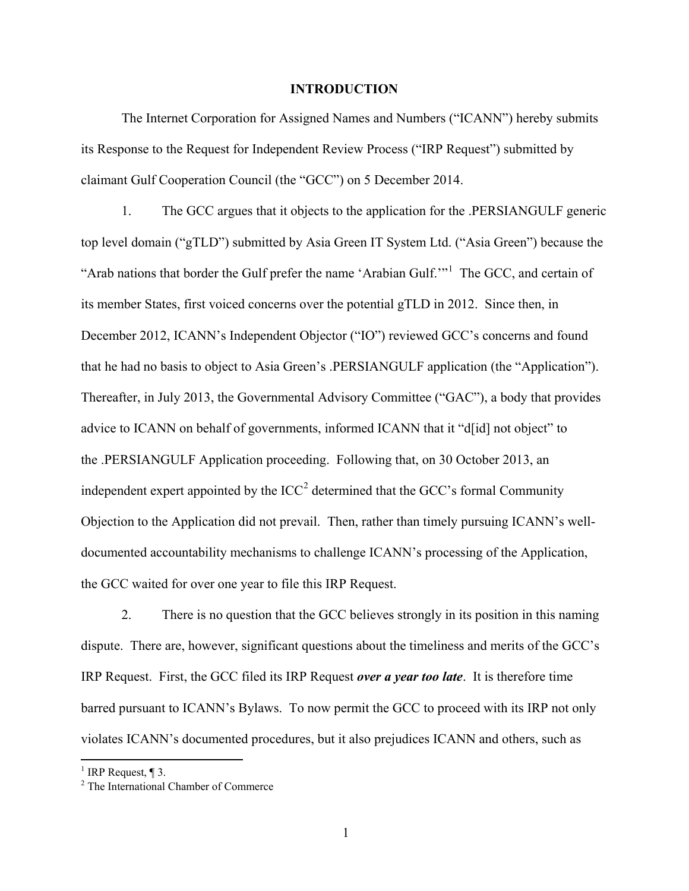## INTRODUCTION

The Internet Corporation for Assigned Names and Numbers ("ICANN") hereby submits its Response to the Request for Independent Review Process ("IRP Request") submitted by claimant Gulf Cooperation Council (the "GCC") on 5 December 2014.

1. The GCC argues that it objects to the application for the .PERSIANGULF generic top level domain ("gTLD") submitted by Asia Green IT System Ltd. ("Asia Green") because the "Arab nations that border the Gulf prefer the name 'Arabian Gulf.'"[1] The GCC, and certain of its member States, first voiced concerns over the potential gTLD in 2012. Since then, in December 2012, ICANN's Independent Objector ("IO") reviewed GCC's concerns and found that he had no basis to object to Asia Green's .PERSIANGULF application (the "Application"). Thereafter, in July 2013, the Governmental Advisory Committee ("GAC"), a body that provides advice to ICANN on behalf of governments, informed ICANN that it "d[id] not object" to the .PERSIANGULF Application proceeding. Following that, on 30 October 2013, an independent expert appointed by the ICC[2] determined that the GCC's formal Community Objection to the Application did not prevail. Then, rather than timely pursuing ICANN's well-documented accountability mechanisms to challenge ICANN's processing of the Application, the GCC waited for over one year to file this IRP Request.

2. There is no question that the GCC believes strongly in its position in this naming dispute. There are, however, significant questions about the timeliness and merits of the GCC's IRP Request. First, the GCC filed its IRP Request ***over a year too late***. It is therefore time barred pursuant to ICANN's Bylaws. To now permit the GCC to proceed with its IRP not only violates ICANN's documented procedures, but it also prejudices ICANN and others, such as

[1] IRP Request, ¶ 3.

[2] The International Chamber of Commerce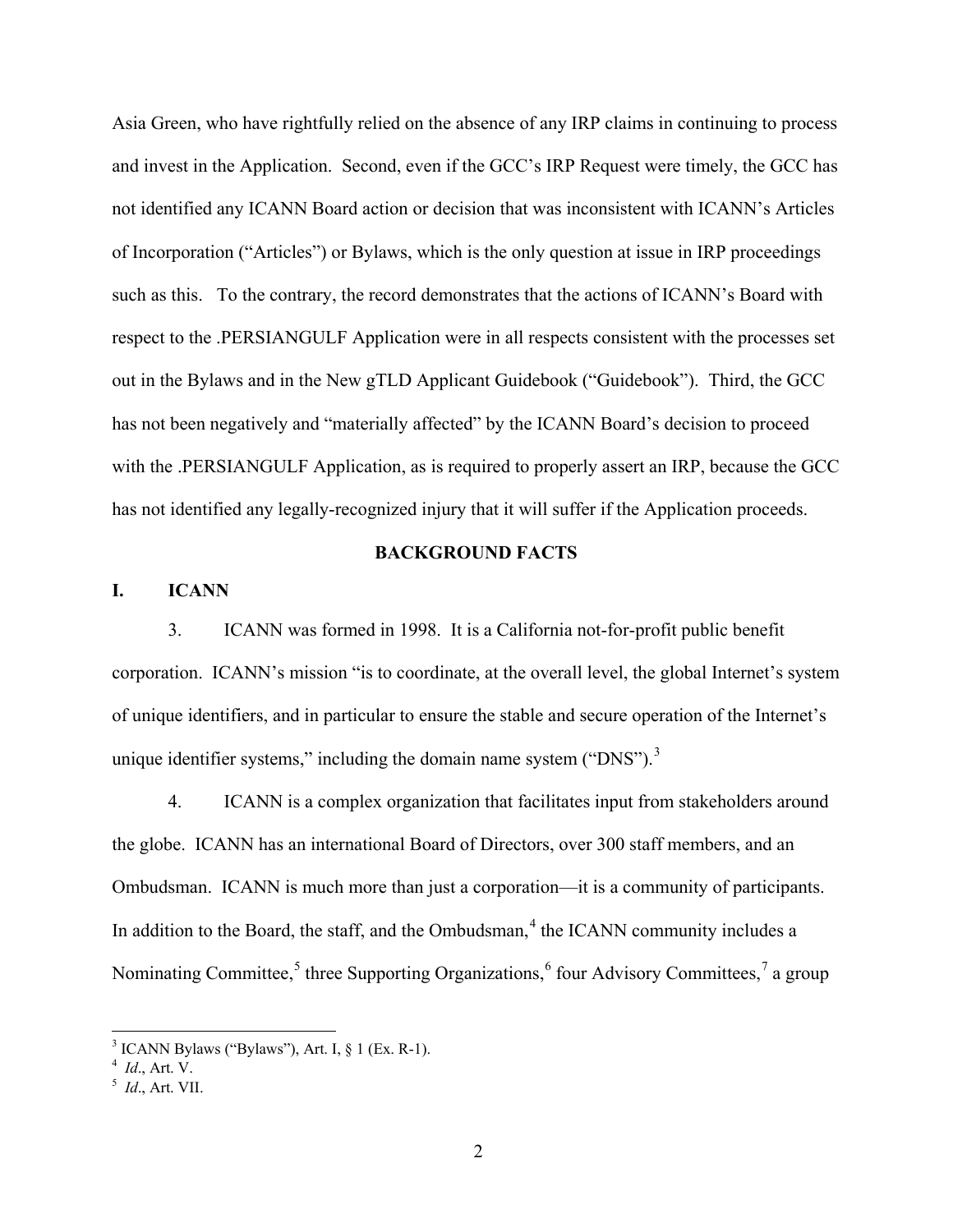Asia Green, who have rightfully relied on the absence of any IRP claims in continuing to process and invest in the Application. Second, even if the GCC's IRP Request were timely, the GCC has not identified any ICANN Board action or decision that was inconsistent with ICANN's Articles of Incorporation ("Articles") or Bylaws, which is the only question at issue in IRP proceedings such as this. To the contrary, the record demonstrates that the actions of ICANN's Board with respect to the .PERSIANGULF Application were in all respects consistent with the processes set out in the Bylaws and in the New gTLD Applicant Guidebook ("Guidebook"). Third, the GCC has not been negatively and "materially affected" by the ICANN Board's decision to proceed with the .PERSIANGULF Application, as is required to properly assert an IRP, because the GCC has not identified any legally-recognized injury that it will suffer if the Application proceeds.

## BACKGROUND FACTS

### I. ICANN

3. ICANN was formed in 1998. It is a California not-for-profit public benefit corporation. ICANN's mission "is to coordinate, at the overall level, the global Internet's system of unique identifiers, and in particular to ensure the stable and secure operation of the Internet's unique identifier systems," including the domain name system ("DNS").[3]

4. ICANN is a complex organization that facilitates input from stakeholders around the globe. ICANN has an international Board of Directors, over 300 staff members, and an Ombudsman. ICANN is much more than just a corporation—it is a community of participants. In addition to the Board, the staff, and the Ombudsman,[4] the ICANN community includes a Nominating Committee,[5] three Supporting Organizations,[6] four Advisory Committees,[7] a group

---

[3] ICANN Bylaws ("Bylaws"), Art. I, § 1 (Ex. R-1).

[4] *Id*., Art. V.

[5] *Id*., Art. VII.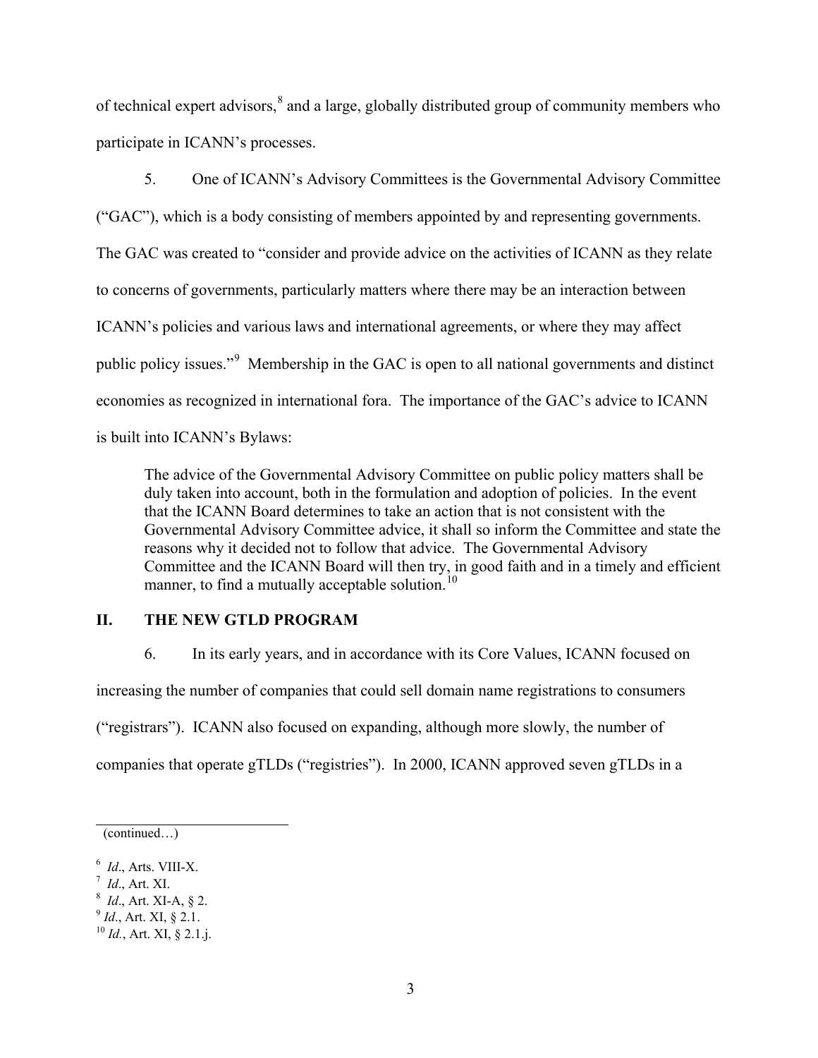of technical expert advisors,[8] and a large, globally distributed group of community members who participate in ICANN's processes.

5. One of ICANN's Advisory Committees is the Governmental Advisory Committee ("GAC"), which is a body consisting of members appointed by and representing governments. The GAC was created to "consider and provide advice on the activities of ICANN as they relate to concerns of governments, particularly matters where there may be an interaction between ICANN's policies and various laws and international agreements, or where they may affect public policy issues."[9] Membership in the GAC is open to all national governments and distinct economies as recognized in international fora. The importance of the GAC's advice to ICANN is built into ICANN's Bylaws:

> The advice of the Governmental Advisory Committee on public policy matters shall be duly taken into account, both in the formulation and adoption of policies. In the event that the ICANN Board determines to take an action that is not consistent with the Governmental Advisory Committee advice, it shall so inform the Committee and state the reasons why it decided not to follow that advice. The Governmental Advisory Committee and the ICANN Board will then try, in good faith and in a timely and efficient manner, to find a mutually acceptable solution.[10]

## II. THE NEW GTLD PROGRAM

6. In its early years, and in accordance with its Core Values, ICANN focused on increasing the number of companies that could sell domain name registrations to consumers ("registrars"). ICANN also focused on expanding, although more slowly, the number of companies that operate gTLDs ("registries"). In 2000, ICANN approved seven gTLDs in a

---

(continued…)

[6] *Id*., Arts. VIII-X.
[7] *Id*., Art. XI.
[8] *Id*., Art. XI-A, § 2.
[9] *Id*., Art. XI, § 2.1.
[10] *Id.*, Art. XI, § 2.1.j.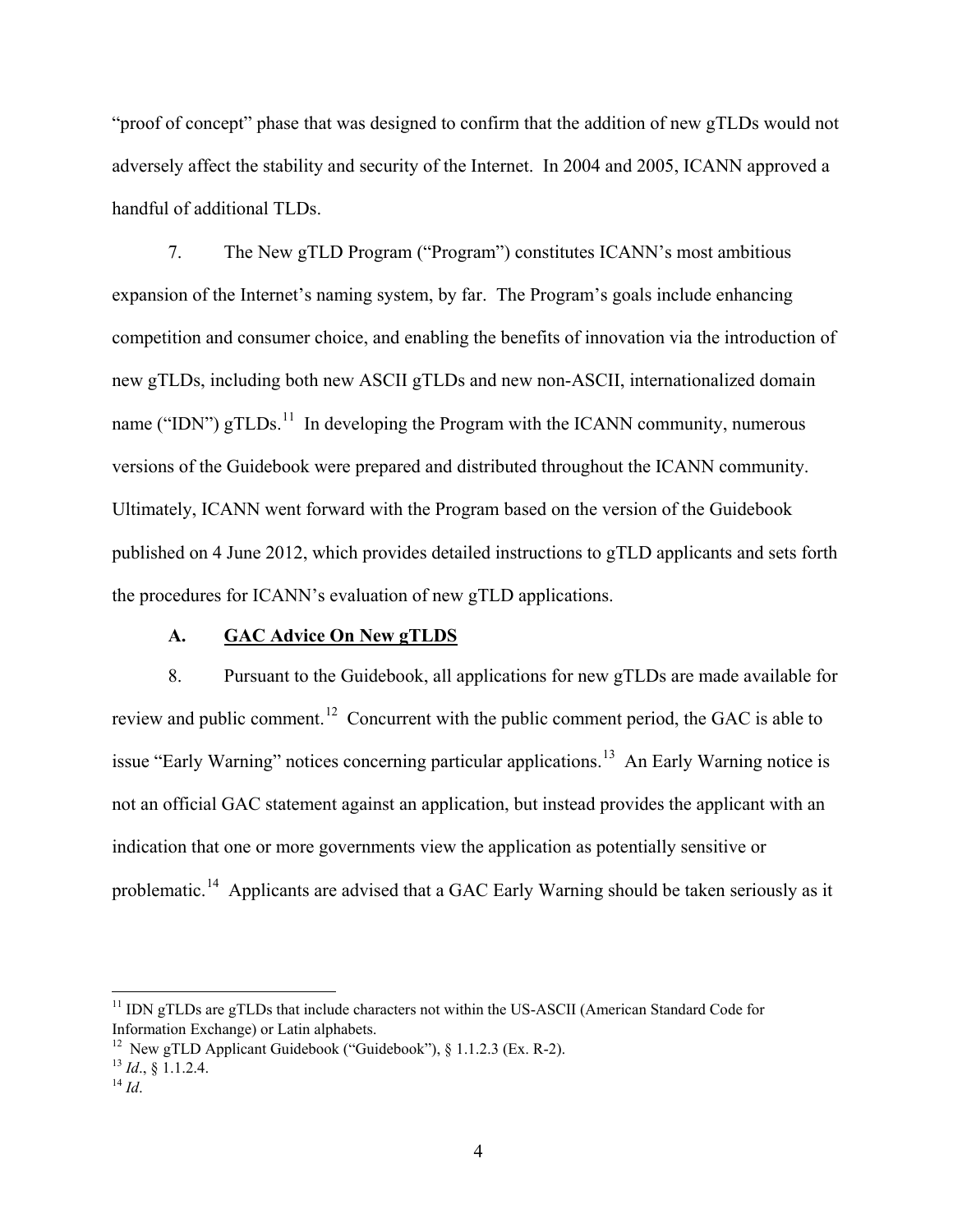"proof of concept" phase that was designed to confirm that the addition of new gTLDs would not adversely affect the stability and security of the Internet. In 2004 and 2005, ICANN approved a handful of additional TLDs.

7. The New gTLD Program ("Program") constitutes ICANN's most ambitious expansion of the Internet's naming system, by far. The Program's goals include enhancing competition and consumer choice, and enabling the benefits of innovation via the introduction of new gTLDs, including both new ASCII gTLDs and new non-ASCII, internationalized domain name ("IDN") gTLDs.[11] In developing the Program with the ICANN community, numerous versions of the Guidebook were prepared and distributed throughout the ICANN community. Ultimately, ICANN went forward with the Program based on the version of the Guidebook published on 4 June 2012, which provides detailed instructions to gTLD applicants and sets forth the procedures for ICANN's evaluation of new gTLD applications.

### A. GAC Advice On New gTLDS

8. Pursuant to the Guidebook, all applications for new gTLDs are made available for review and public comment.[12] Concurrent with the public comment period, the GAC is able to issue "Early Warning" notices concerning particular applications.[13] An Early Warning notice is not an official GAC statement against an application, but instead provides the applicant with an indication that one or more governments view the application as potentially sensitive or problematic.[14] Applicants are advised that a GAC Early Warning should be taken seriously as it

---

[11] IDN gTLDs are gTLDs that include characters not within the US-ASCII (American Standard Code for Information Exchange) or Latin alphabets.

[12] New gTLD Applicant Guidebook ("Guidebook"), § 1.1.2.3 (Ex. R-2).

[13] *Id*., § 1.1.2.4.

[14] *Id*.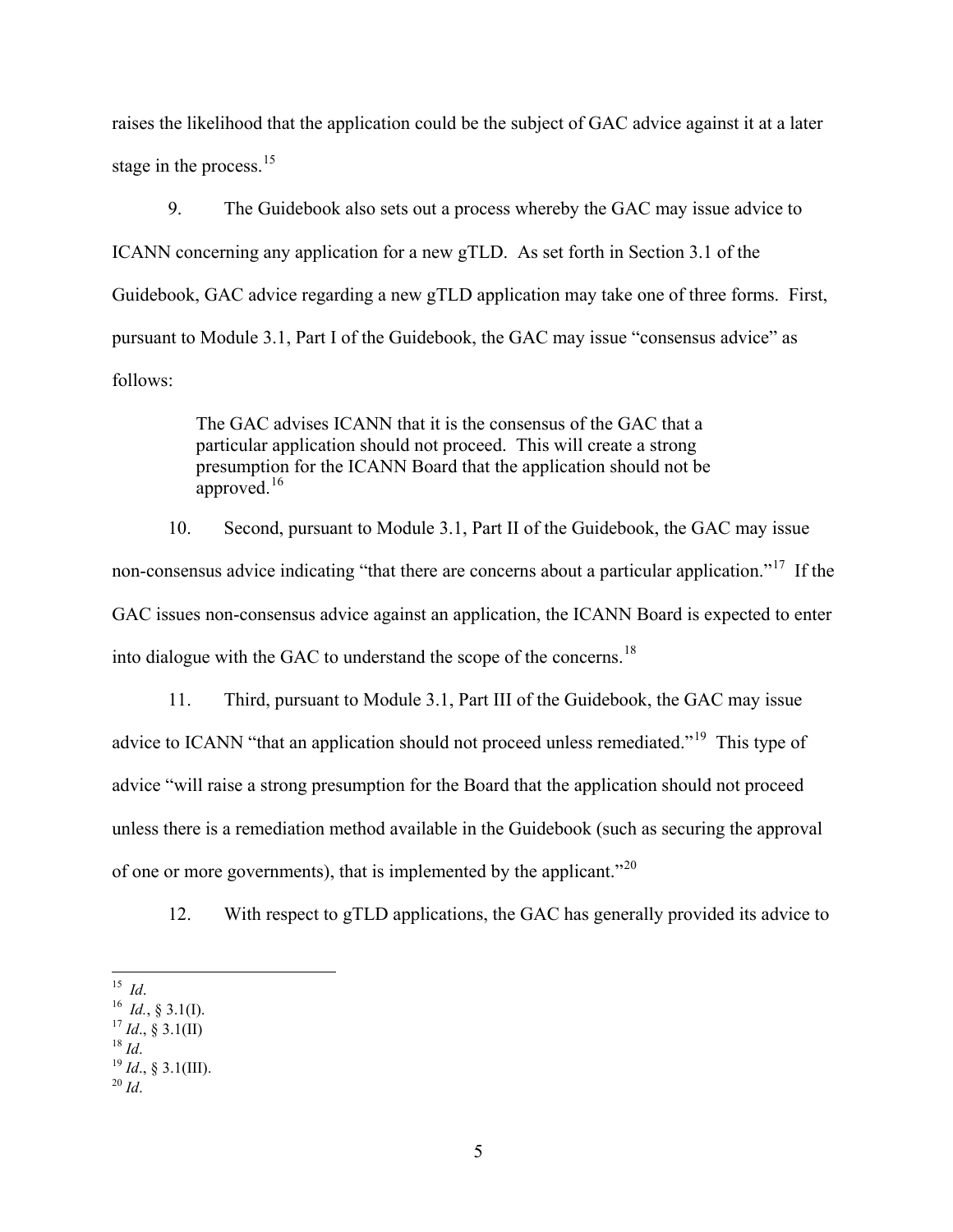raises the likelihood that the application could be the subject of GAC advice against it at a later stage in the process.[15]

9. The Guidebook also sets out a process whereby the GAC may issue advice to ICANN concerning any application for a new gTLD. As set forth in Section 3.1 of the Guidebook, GAC advice regarding a new gTLD application may take one of three forms. First, pursuant to Module 3.1, Part I of the Guidebook, the GAC may issue "consensus advice" as follows:

> The GAC advises ICANN that it is the consensus of the GAC that a particular application should not proceed. This will create a strong presumption for the ICANN Board that the application should not be approved.[16]

10. Second, pursuant to Module 3.1, Part II of the Guidebook, the GAC may issue non-consensus advice indicating "that there are concerns about a particular application."[17] If the GAC issues non-consensus advice against an application, the ICANN Board is expected to enter into dialogue with the GAC to understand the scope of the concerns.[18]

11. Third, pursuant to Module 3.1, Part III of the Guidebook, the GAC may issue advice to ICANN "that an application should not proceed unless remediated."[19] This type of advice "will raise a strong presumption for the Board that the application should not proceed unless there is a remediation method available in the Guidebook (such as securing the approval of one or more governments), that is implemented by the applicant."[20]

12. With respect to gTLD applications, the GAC has generally provided its advice to

---

[15] *Id*.
[16] *Id.*, § 3.1(I).
[17] *Id*., § 3.1(II)
[18] *Id*.
[19] *Id*., § 3.1(III).
[20] *Id*.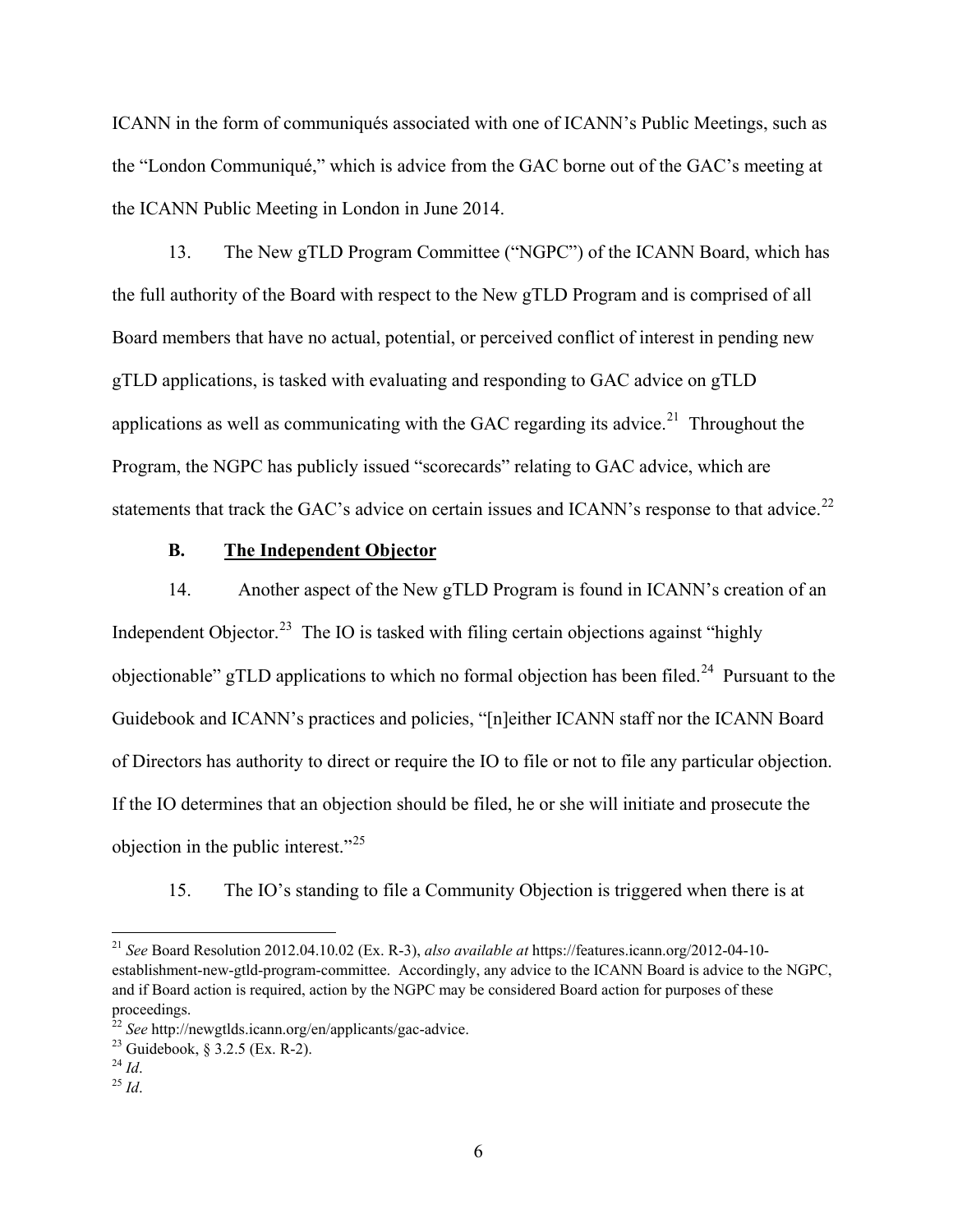ICANN in the form of communiqués associated with one of ICANN's Public Meetings, such as the "London Communiqué," which is advice from the GAC borne out of the GAC's meeting at the ICANN Public Meeting in London in June 2014.

13. The New gTLD Program Committee ("NGPC") of the ICANN Board, which has the full authority of the Board with respect to the New gTLD Program and is comprised of all Board members that have no actual, potential, or perceived conflict of interest in pending new gTLD applications, is tasked with evaluating and responding to GAC advice on gTLD applications as well as communicating with the GAC regarding its advice.[21] Throughout the Program, the NGPC has publicly issued "scorecards" relating to GAC advice, which are statements that track the GAC's advice on certain issues and ICANN's response to that advice.[22]

**B. <u>The Independent Objector</u>**

14. Another aspect of the New gTLD Program is found in ICANN's creation of an Independent Objector.[23] The IO is tasked with filing certain objections against "highly objectionable" gTLD applications to which no formal objection has been filed.[24] Pursuant to the Guidebook and ICANN's practices and policies, "[n]either ICANN staff nor the ICANN Board of Directors has authority to direct or require the IO to file or not to file any particular objection. If the IO determines that an objection should be filed, he or she will initiate and prosecute the objection in the public interest."[25]

15. The IO's standing to file a Community Objection is triggered when there is at

---

[21] *See* Board Resolution 2012.04.10.02 (Ex. R-3), *also available at* https://features.icann.org/2012-04-10-establishment-new-gtld-program-committee. Accordingly, any advice to the ICANN Board is advice to the NGPC, and if Board action is required, action by the NGPC may be considered Board action for purposes of these proceedings.

[22] *See* http://newgtlds.icann.org/en/applicants/gac-advice.

[23] Guidebook, § 3.2.5 (Ex. R-2).

[24] *Id*.

[25] *Id*.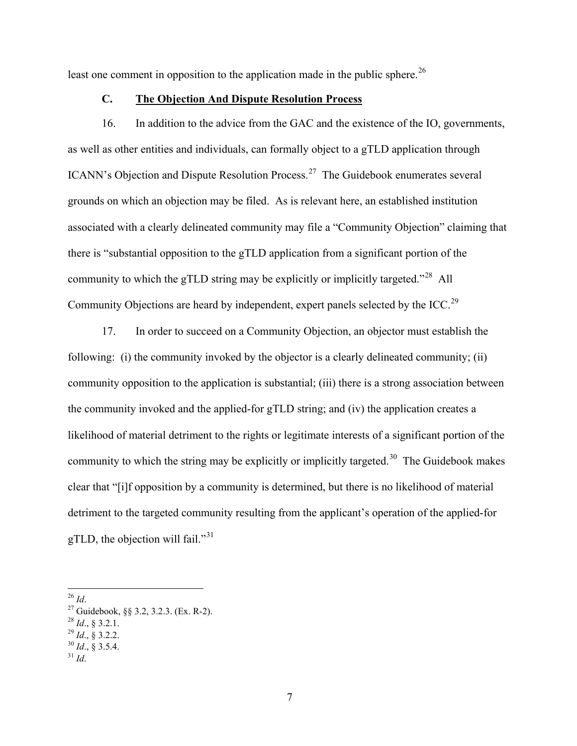least one comment in opposition to the application made in the public sphere.[26]

### C. The Objection And Dispute Resolution Process

16. In addition to the advice from the GAC and the existence of the IO, governments, as well as other entities and individuals, can formally object to a gTLD application through ICANN's Objection and Dispute Resolution Process.[27] The Guidebook enumerates several grounds on which an objection may be filed. As is relevant here, an established institution associated with a clearly delineated community may file a "Community Objection" claiming that there is "substantial opposition to the gTLD application from a significant portion of the community to which the gTLD string may be explicitly or implicitly targeted."[28] All Community Objections are heard by independent, expert panels selected by the ICC.[29]

17. In order to succeed on a Community Objection, an objector must establish the following: (i) the community invoked by the objector is a clearly delineated community; (ii) community opposition to the application is substantial; (iii) there is a strong association between the community invoked and the applied-for gTLD string; and (iv) the application creates a likelihood of material detriment to the rights or legitimate interests of a significant portion of the community to which the string may be explicitly or implicitly targeted.[30] The Guidebook makes clear that "[i]f opposition by a community is determined, but there is no likelihood of material detriment to the targeted community resulting from the applicant's operation of the applied-for gTLD, the objection will fail."[31]

---

[26] *Id*.
[27] Guidebook, §§ 3.2, 3.2.3. (Ex. R-2).
[28] *Id*., § 3.2.1.
[29] *Id*., § 3.2.2.
[30] *Id*., § 3.5.4.
[31] *Id*.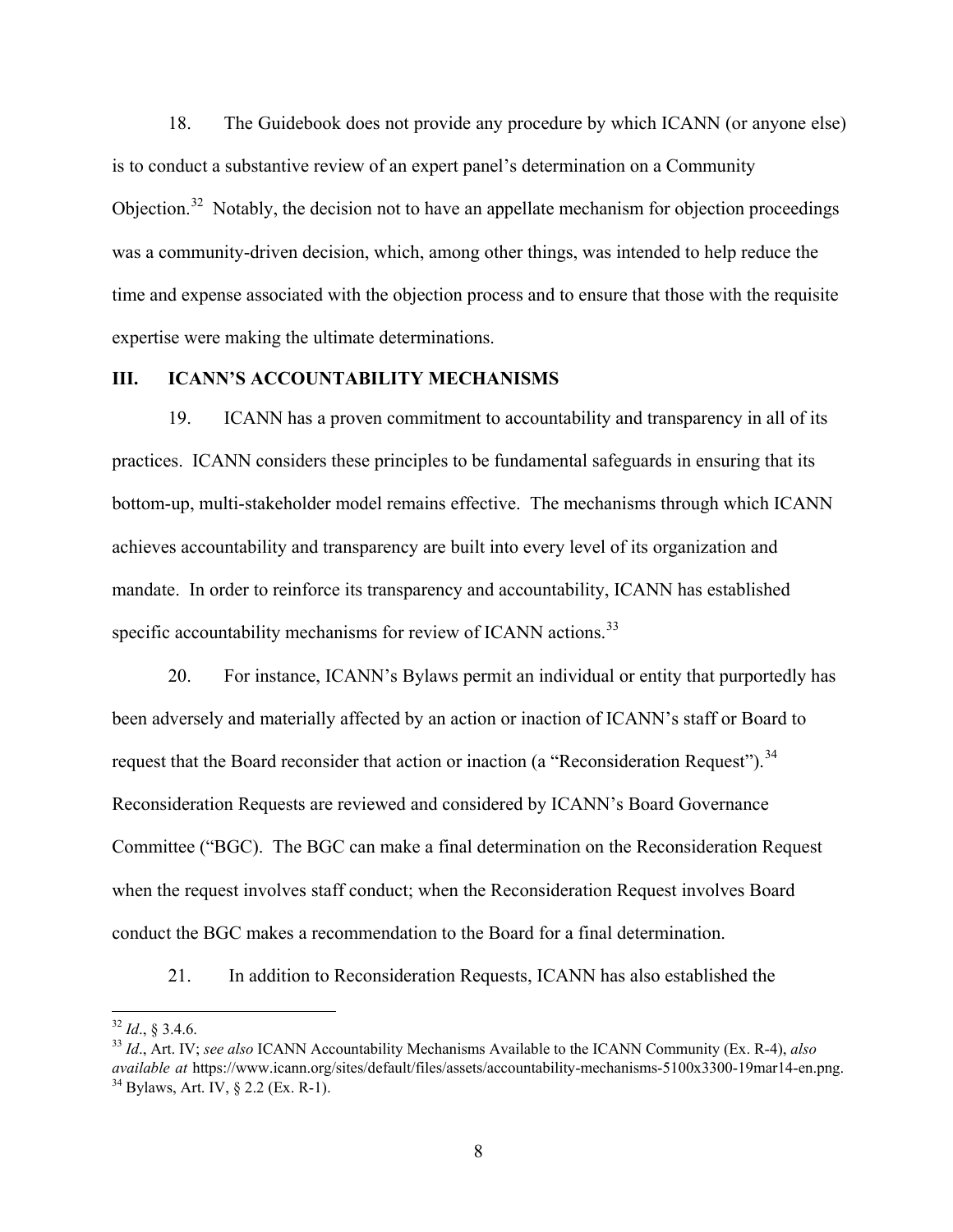18. The Guidebook does not provide any procedure by which ICANN (or anyone else) is to conduct a substantive review of an expert panel's determination on a Community Objection.[32] Notably, the decision not to have an appellate mechanism for objection proceedings was a community-driven decision, which, among other things, was intended to help reduce the time and expense associated with the objection process and to ensure that those with the requisite expertise were making the ultimate determinations.

## III. ICANN'S ACCOUNTABILITY MECHANISMS

19. ICANN has a proven commitment to accountability and transparency in all of its practices. ICANN considers these principles to be fundamental safeguards in ensuring that its bottom-up, multi-stakeholder model remains effective. The mechanisms through which ICANN achieves accountability and transparency are built into every level of its organization and mandate. In order to reinforce its transparency and accountability, ICANN has established specific accountability mechanisms for review of ICANN actions.[33]

20. For instance, ICANN's Bylaws permit an individual or entity that purportedly has been adversely and materially affected by an action or inaction of ICANN's staff or Board to request that the Board reconsider that action or inaction (a "Reconsideration Request").[34] Reconsideration Requests are reviewed and considered by ICANN's Board Governance Committee ("BGC). The BGC can make a final determination on the Reconsideration Request when the request involves staff conduct; when the Reconsideration Request involves Board conduct the BGC makes a recommendation to the Board for a final determination.

21. In addition to Reconsideration Requests, ICANN has also established the

---

[32] *Id*., § 3.4.6.

[33] *Id*., Art. IV; *see also* ICANN Accountability Mechanisms Available to the ICANN Community (Ex. R-4), *also available at* https://www.icann.org/sites/default/files/assets/accountability-mechanisms-5100x3300-19mar14-en.png.

[34] Bylaws, Art. IV, § 2.2 (Ex. R-1).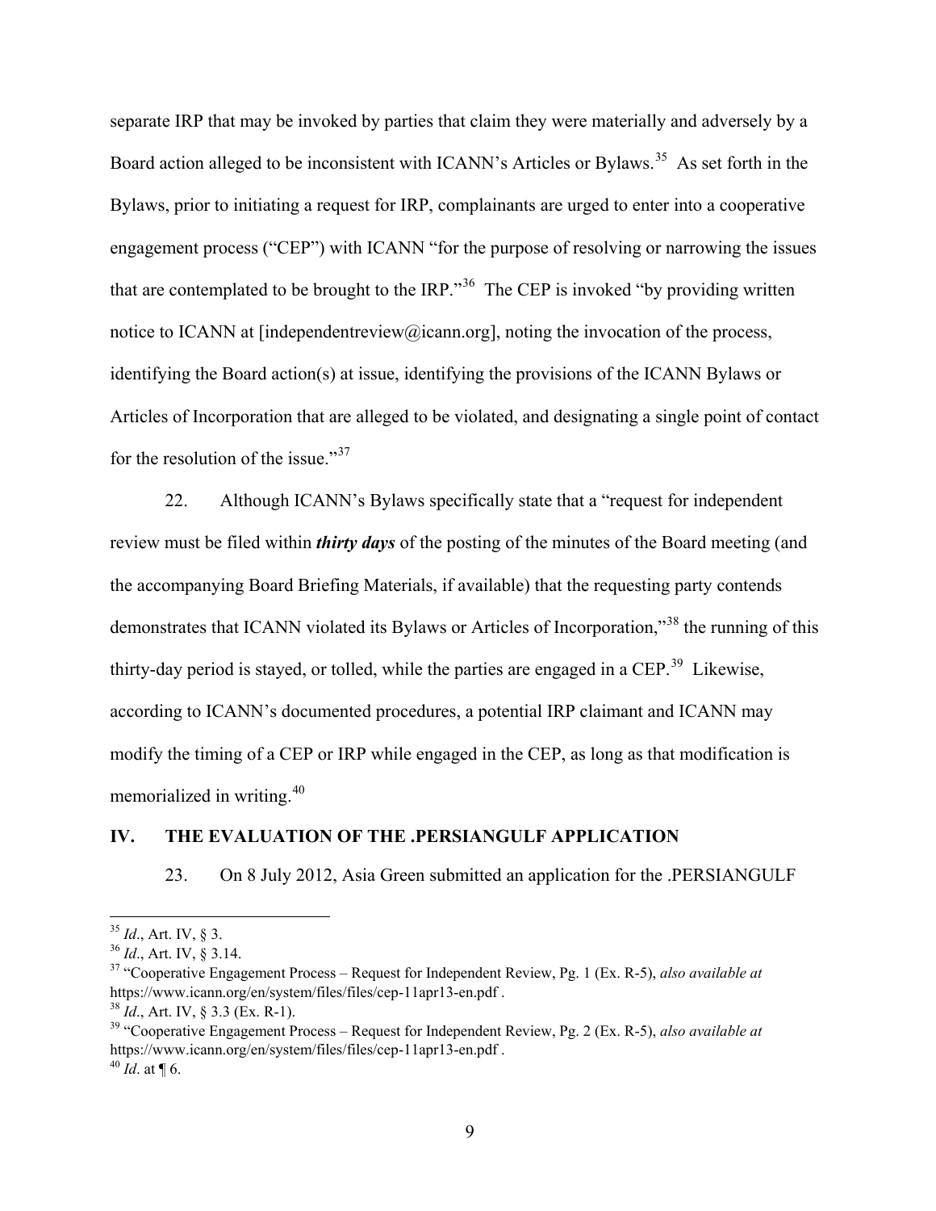separate IRP that may be invoked by parties that claim they were materially and adversely by a Board action alleged to be inconsistent with ICANN's Articles or Bylaws.[35] As set forth in the Bylaws, prior to initiating a request for IRP, complainants are urged to enter into a cooperative engagement process ("CEP") with ICANN "for the purpose of resolving or narrowing the issues that are contemplated to be brought to the IRP."[36] The CEP is invoked "by providing written notice to ICANN at [independentreview@icann.org], noting the invocation of the process, identifying the Board action(s) at issue, identifying the provisions of the ICANN Bylaws or Articles of Incorporation that are alleged to be violated, and designating a single point of contact for the resolution of the issue."[37]

22. Although ICANN's Bylaws specifically state that a "request for independent review must be filed within ***thirty days*** of the posting of the minutes of the Board meeting (and the accompanying Board Briefing Materials, if available) that the requesting party contends demonstrates that ICANN violated its Bylaws or Articles of Incorporation,"[38] the running of this thirty-day period is stayed, or tolled, while the parties are engaged in a CEP.[39] Likewise, according to ICANN's documented procedures, a potential IRP claimant and ICANN may modify the timing of a CEP or IRP while engaged in the CEP, as long as that modification is memorialized in writing.[40]

## IV. THE EVALUATION OF THE .PERSIANGULF APPLICATION

23. On 8 July 2012, Asia Green submitted an application for the .PERSIANGULF

---

[35] *Id*., Art. IV, § 3.

[36] *Id*., Art. IV, § 3.14.

[37] "Cooperative Engagement Process – Request for Independent Review, Pg. 1 (Ex. R-5), *also available at* https://www.icann.org/en/system/files/files/cep-11apr13-en.pdf .

[38] *Id*., Art. IV, § 3.3 (Ex. R-1).

[39] "Cooperative Engagement Process – Request for Independent Review, Pg. 2 (Ex. R-5), *also available at* https://www.icann.org/en/system/files/files/cep-11apr13-en.pdf .

[40] *Id*. at ¶ 6.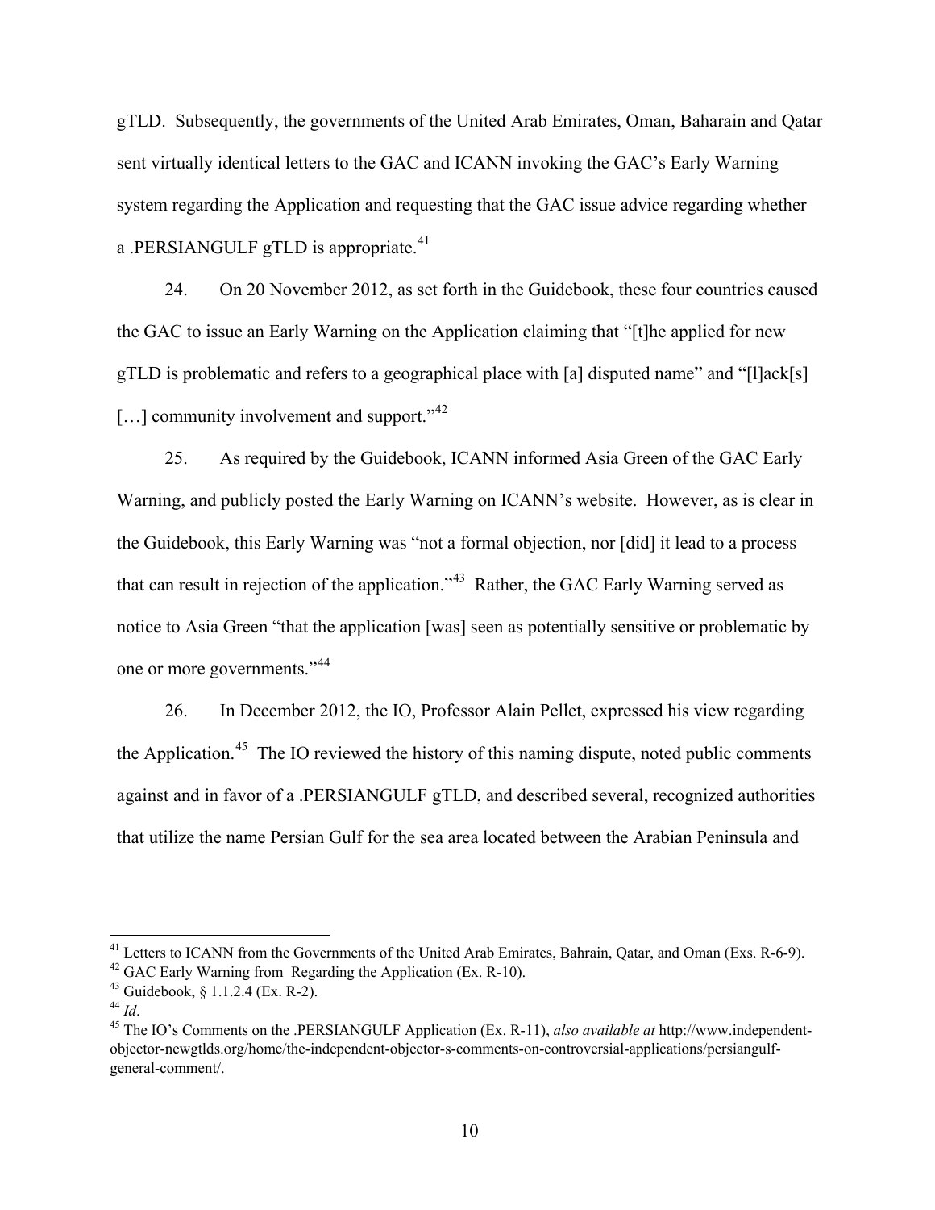gTLD. Subsequently, the governments of the United Arab Emirates, Oman, Baharain and Qatar sent virtually identical letters to the GAC and ICANN invoking the GAC's Early Warning system regarding the Application and requesting that the GAC issue advice regarding whether a .PERSIANGULF gTLD is appropriate.[41]

24. On 20 November 2012, as set forth in the Guidebook, these four countries caused the GAC to issue an Early Warning on the Application claiming that "[t]he applied for new gTLD is problematic and refers to a geographical place with [a] disputed name" and "[l]ack[s] […] community involvement and support."[42]

25. As required by the Guidebook, ICANN informed Asia Green of the GAC Early Warning, and publicly posted the Early Warning on ICANN's website. However, as is clear in the Guidebook, this Early Warning was "not a formal objection, nor [did] it lead to a process that can result in rejection of the application."[43] Rather, the GAC Early Warning served as notice to Asia Green "that the application [was] seen as potentially sensitive or problematic by one or more governments."[44]

26. In December 2012, the IO, Professor Alain Pellet, expressed his view regarding the Application.[45] The IO reviewed the history of this naming dispute, noted public comments against and in favor of a .PERSIANGULF gTLD, and described several, recognized authorities that utilize the name Persian Gulf for the sea area located between the Arabian Peninsula and

---

[41] Letters to ICANN from the Governments of the United Arab Emirates, Bahrain, Qatar, and Oman (Exs. R-6-9).

[42] GAC Early Warning from Regarding the Application (Ex. R-10).

[43] Guidebook, § 1.1.2.4 (Ex. R-2).

[44] *Id*.

[45] The IO's Comments on the .PERSIANGULF Application (Ex. R-11), *also available at* http://www.independent-objector-newgtlds.org/home/the-independent-objector-s-comments-on-controversial-applications/persiangulf-general-comment/.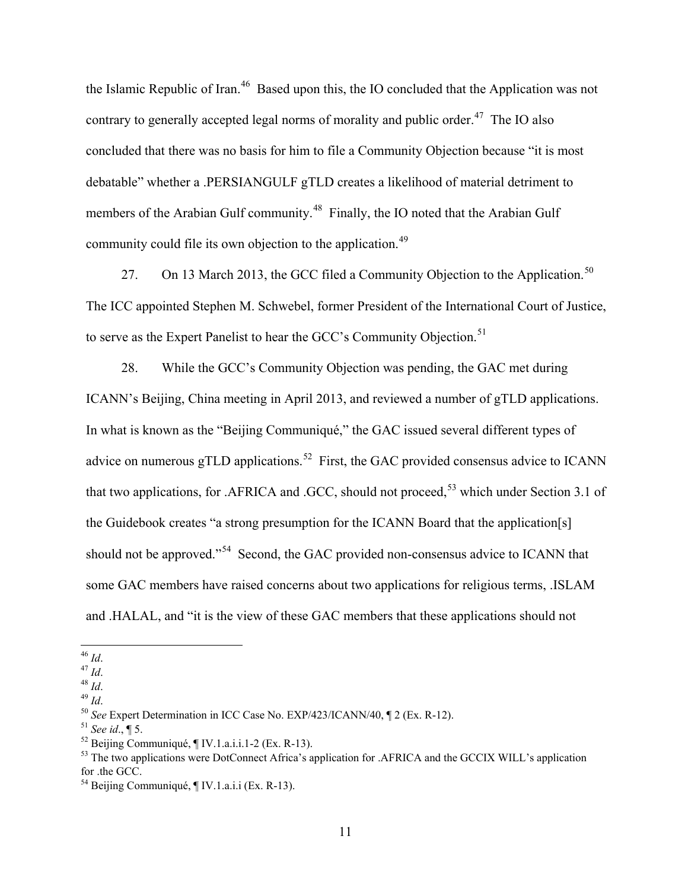the Islamic Republic of Iran.[46] Based upon this, the IO concluded that the Application was not contrary to generally accepted legal norms of morality and public order.[47] The IO also concluded that there was no basis for him to file a Community Objection because "it is most debatable" whether a .PERSIANGULF gTLD creates a likelihood of material detriment to members of the Arabian Gulf community.[48] Finally, the IO noted that the Arabian Gulf community could file its own objection to the application.[49]

27. On 13 March 2013, the GCC filed a Community Objection to the Application.[50] The ICC appointed Stephen M. Schwebel, former President of the International Court of Justice, to serve as the Expert Panelist to hear the GCC's Community Objection.[51]

28. While the GCC's Community Objection was pending, the GAC met during ICANN's Beijing, China meeting in April 2013, and reviewed a number of gTLD applications. In what is known as the "Beijing Communiqué," the GAC issued several different types of advice on numerous gTLD applications.[52] First, the GAC provided consensus advice to ICANN that two applications, for .AFRICA and .GCC, should not proceed,[53] which under Section 3.1 of the Guidebook creates "a strong presumption for the ICANN Board that the application[s] should not be approved."[54] Second, the GAC provided non-consensus advice to ICANN that some GAC members have raised concerns about two applications for religious terms, .ISLAM and .HALAL, and "it is the view of these GAC members that these applications should not

---

[46] *Id*.

[47] *Id*.

[48] *Id*.

[49] *Id*.

[50] *See* Expert Determination in ICC Case No. EXP/423/ICANN/40, ¶ 2 (Ex. R-12).

[51] *See id*., ¶ 5.

[52] Beijing Communiqué, ¶ IV.1.a.i.i.1-2 (Ex. R-13).

[53] The two applications were DotConnect Africa's application for .AFRICA and the GCCIX WLL's application for .the GCC.

[54] Beijing Communiqué, ¶ IV.1.a.i.i (Ex. R-13).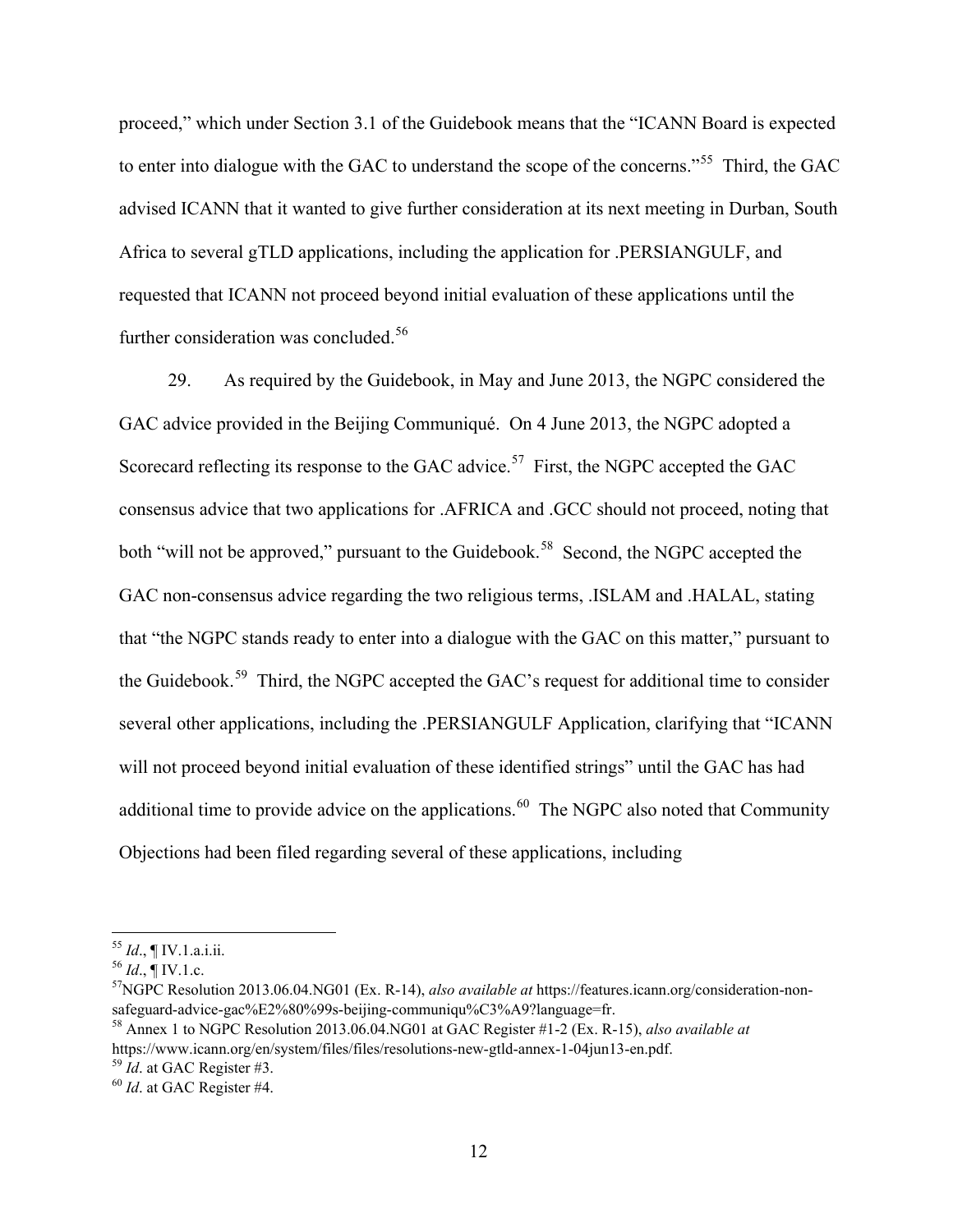proceed," which under Section 3.1 of the Guidebook means that the "ICANN Board is expected to enter into dialogue with the GAC to understand the scope of the concerns."[55] Third, the GAC advised ICANN that it wanted to give further consideration at its next meeting in Durban, South Africa to several gTLD applications, including the application for .PERSIANGULF, and requested that ICANN not proceed beyond initial evaluation of these applications until the further consideration was concluded.[56]

29. As required by the Guidebook, in May and June 2013, the NGPC considered the GAC advice provided in the Beijing Communiqué. On 4 June 2013, the NGPC adopted a Scorecard reflecting its response to the GAC advice.[57] First, the NGPC accepted the GAC consensus advice that two applications for .AFRICA and .GCC should not proceed, noting that both "will not be approved," pursuant to the Guidebook.[58] Second, the NGPC accepted the GAC non-consensus advice regarding the two religious terms, .ISLAM and .HALAL, stating that "the NGPC stands ready to enter into a dialogue with the GAC on this matter," pursuant to the Guidebook.[59] Third, the NGPC accepted the GAC's request for additional time to consider several other applications, including the .PERSIANGULF Application, clarifying that "ICANN will not proceed beyond initial evaluation of these identified strings" until the GAC has had additional time to provide advice on the applications.[60] The NGPC also noted that Community Objections had been filed regarding several of these applications, including

---

[55] *Id*., ¶ IV.1.a.i.ii.

[56] *Id*., ¶ IV.1.c.

[57] NGPC Resolution 2013.06.04.NG01 (Ex. R-14), *also available at* https://features.icann.org/consideration-non-safeguard-advice-gac%E2%80%99s-beijing-communiqu%C3%A9?language=fr.

[58] Annex 1 to NGPC Resolution 2013.06.04.NG01 at GAC Register #1-2 (Ex. R-15), *also available at* https://www.icann.org/en/system/files/files/resolutions-new-gtld-annex-1-04jun13-en.pdf.

[59] *Id*. at GAC Register #3.

[60] *Id*. at GAC Register #4.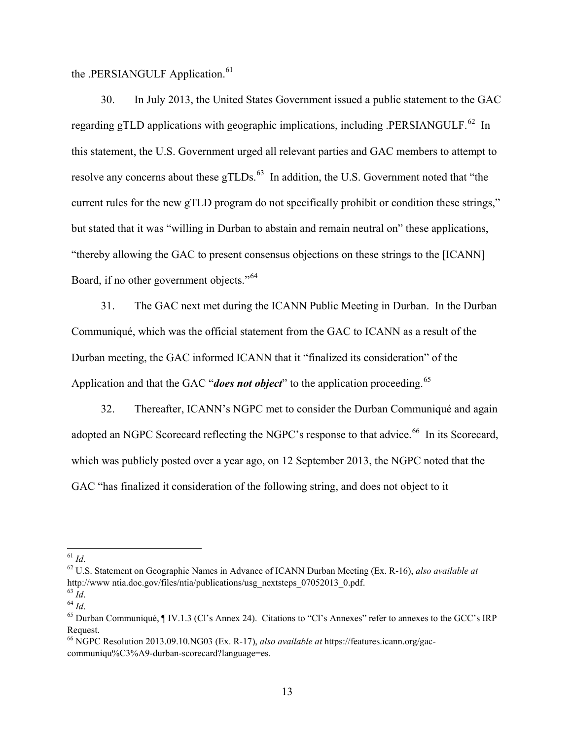the .PERSIANGULF Application.[61]

30. In July 2013, the United States Government issued a public statement to the GAC regarding gTLD applications with geographic implications, including .PERSIANGULF.[62] In this statement, the U.S. Government urged all relevant parties and GAC members to attempt to resolve any concerns about these gTLDs.[63] In addition, the U.S. Government noted that "the current rules for the new gTLD program do not specifically prohibit or condition these strings," but stated that it was "willing in Durban to abstain and remain neutral on" these applications, "thereby allowing the GAC to present consensus objections on these strings to the [ICANN] Board, if no other government objects."[64]

31. The GAC next met during the ICANN Public Meeting in Durban. In the Durban Communiqué, which was the official statement from the GAC to ICANN as a result of the Durban meeting, the GAC informed ICANN that it "finalized its consideration" of the Application and that the GAC "***does not object***" to the application proceeding.[65]

32. Thereafter, ICANN's NGPC met to consider the Durban Communiqué and again adopted an NGPC Scorecard reflecting the NGPC's response to that advice.[66] In its Scorecard, which was publicly posted over a year ago, on 12 September 2013, the NGPC noted that the GAC "has finalized it consideration of the following string, and does not object to it

---

[61] *Id*.

[62] U.S. Statement on Geographic Names in Advance of ICANN Durban Meeting (Ex. R-16), *also available at* http://www ntia.doc.gov/files/ntia/publications/usg_nextsteps_07052013_0.pdf.

[63] *Id*.

[64] *Id*.

[65] Durban Communiqué, ¶ IV.1.3 (Cl's Annex 24). Citations to "Cl's Annexes" refer to annexes to the GCC's IRP Request.

[66] NGPC Resolution 2013.09.10.NG03 (Ex. R-17), *also available at* https://features.icann.org/gac-communiqu%C3%A9-durban-scorecard?language=es.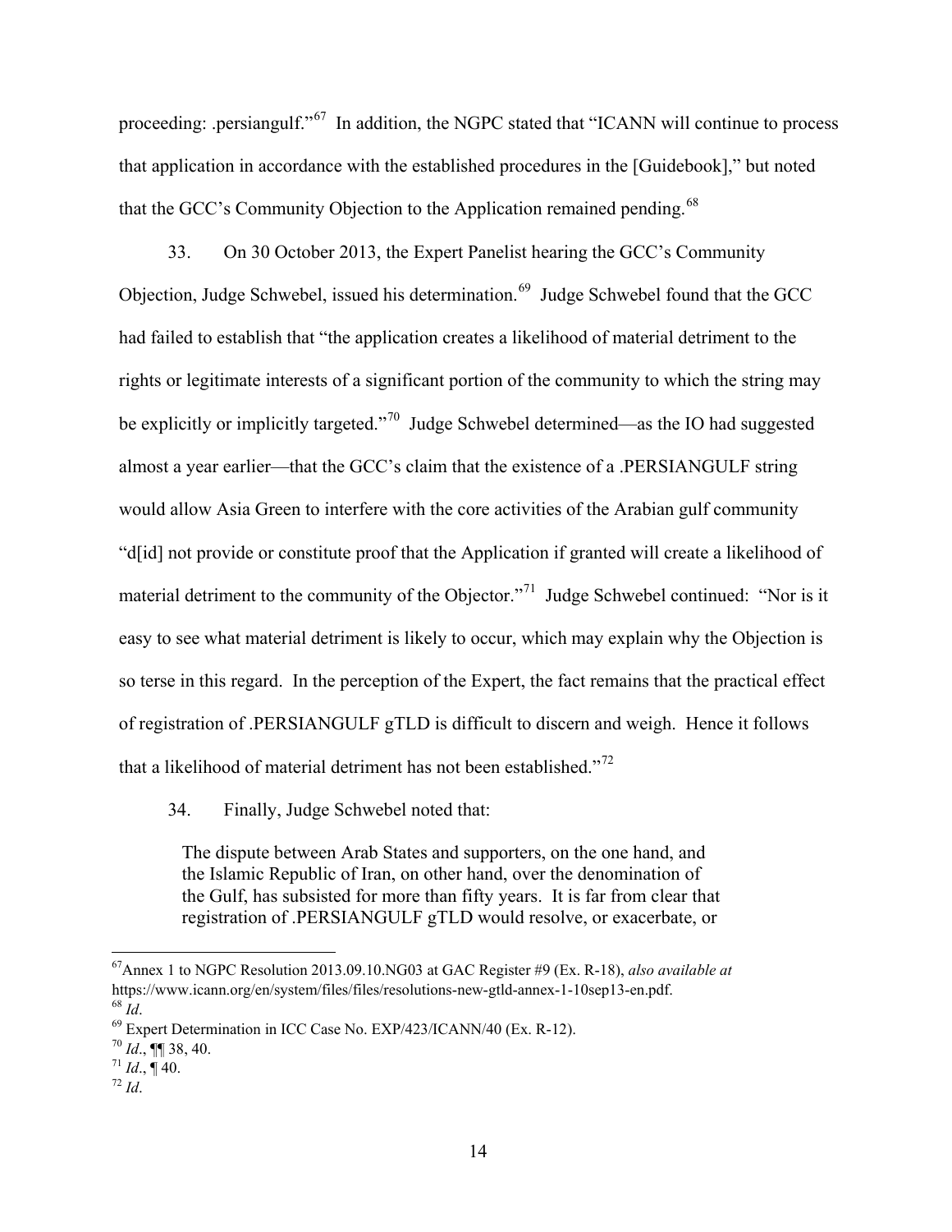proceeding: .persiangulf."[67] In addition, the NGPC stated that "ICANN will continue to process that application in accordance with the established procedures in the [Guidebook]," but noted that the GCC's Community Objection to the Application remained pending.[68]

33. On 30 October 2013, the Expert Panelist hearing the GCC's Community Objection, Judge Schwebel, issued his determination.[69] Judge Schwebel found that the GCC had failed to establish that "the application creates a likelihood of material detriment to the rights or legitimate interests of a significant portion of the community to which the string may be explicitly or implicitly targeted."[70] Judge Schwebel determined—as the IO had suggested almost a year earlier—that the GCC's claim that the existence of a .PERSIANGULF string would allow Asia Green to interfere with the core activities of the Arabian gulf community "d[id] not provide or constitute proof that the Application if granted will create a likelihood of material detriment to the community of the Objector."[71] Judge Schwebel continued: "Nor is it easy to see what material detriment is likely to occur, which may explain why the Objection is so terse in this regard. In the perception of the Expert, the fact remains that the practical effect of registration of .PERSIANGULF gTLD is difficult to discern and weigh. Hence it follows that a likelihood of material detriment has not been established."[72]

34. Finally, Judge Schwebel noted that:

> The dispute between Arab States and supporters, on the one hand, and the Islamic Republic of Iran, on other hand, over the denomination of the Gulf, has subsisted for more than fifty years. It is far from clear that registration of .PERSIANGULF gTLD would resolve, or exacerbate, or

---

[67] Annex 1 to NGPC Resolution 2013.09.10.NG03 at GAC Register #9 (Ex. R-18), *also available at* https://www.icann.org/en/system/files/files/resolutions-new-gtld-annex-1-10sep13-en.pdf.

[68] *Id*.

[69] Expert Determination in ICC Case No. EXP/423/ICANN/40 (Ex. R-12).

[70] *Id*., ¶¶ 38, 40.

[71] *Id*., ¶ 40.

[72] *Id*.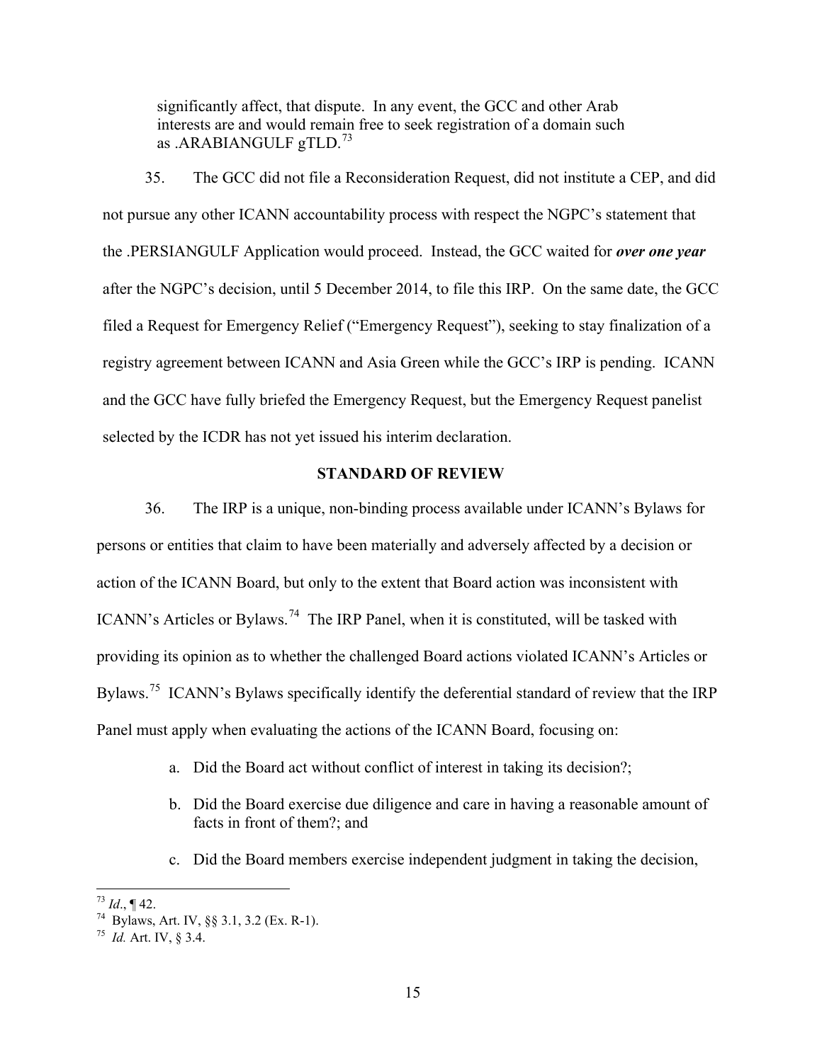significantly affect, that dispute. In any event, the GCC and other Arab interests are and would remain free to seek registration of a domain such as .ARABIANGULF gTLD.[73]

35. The GCC did not file a Reconsideration Request, did not institute a CEP, and did not pursue any other ICANN accountability process with respect the NGPC's statement that the .PERSIANGULF Application would proceed. Instead, the GCC waited for ***over one year*** after the NGPC's decision, until 5 December 2014, to file this IRP. On the same date, the GCC filed a Request for Emergency Relief ("Emergency Request"), seeking to stay finalization of a registry agreement between ICANN and Asia Green while the GCC's IRP is pending. ICANN and the GCC have fully briefed the Emergency Request, but the Emergency Request panelist selected by the ICDR has not yet issued his interim declaration.

## STANDARD OF REVIEW

36. The IRP is a unique, non-binding process available under ICANN's Bylaws for persons or entities that claim to have been materially and adversely affected by a decision or action of the ICANN Board, but only to the extent that Board action was inconsistent with ICANN's Articles or Bylaws.[74] The IRP Panel, when it is constituted, will be tasked with providing its opinion as to whether the challenged Board actions violated ICANN's Articles or Bylaws.[75] ICANN's Bylaws specifically identify the deferential standard of review that the IRP Panel must apply when evaluating the actions of the ICANN Board, focusing on:

a. Did the Board act without conflict of interest in taking its decision?;

b. Did the Board exercise due diligence and care in having a reasonable amount of facts in front of them?; and

c. Did the Board members exercise independent judgment in taking the decision,

---

[73] *Id*., ¶ 42.

[74] Bylaws, Art. IV, §§ 3.1, 3.2 (Ex. R-1).

[75] *Id.* Art. IV, § 3.4.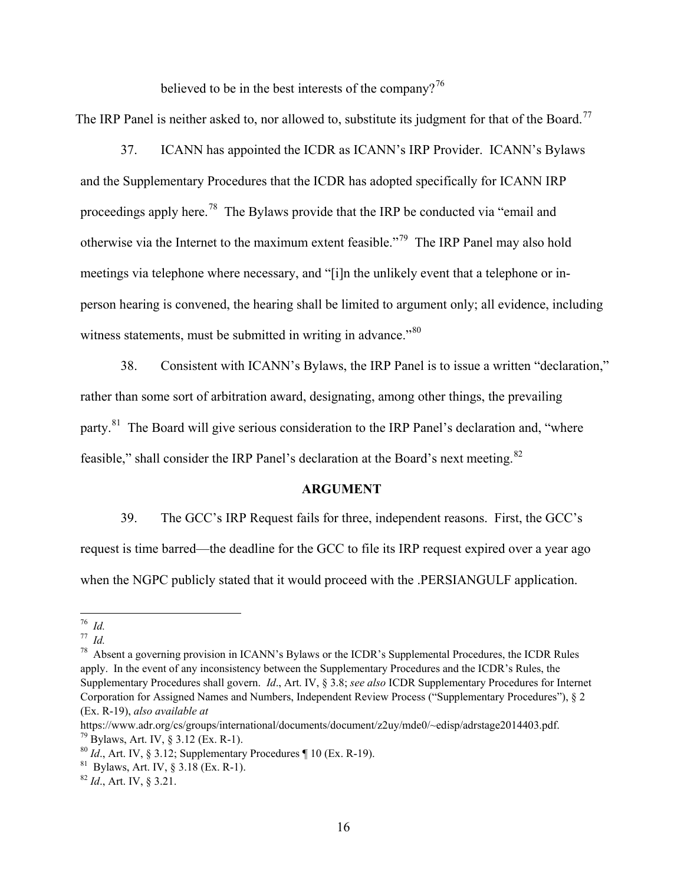believed to be in the best interests of the company?[76]

The IRP Panel is neither asked to, nor allowed to, substitute its judgment for that of the Board.[77]

37. ICANN has appointed the ICDR as ICANN's IRP Provider. ICANN's Bylaws and the Supplementary Procedures that the ICDR has adopted specifically for ICANN IRP proceedings apply here.[78] The Bylaws provide that the IRP be conducted via "email and otherwise via the Internet to the maximum extent feasible."[79] The IRP Panel may also hold meetings via telephone where necessary, and "[i]n the unlikely event that a telephone or in-person hearing is convened, the hearing shall be limited to argument only; all evidence, including witness statements, must be submitted in writing in advance."[80]

38. Consistent with ICANN's Bylaws, the IRP Panel is to issue a written "declaration," rather than some sort of arbitration award, designating, among other things, the prevailing party.[81] The Board will give serious consideration to the IRP Panel's declaration and, "where feasible," shall consider the IRP Panel's declaration at the Board's next meeting.[82]

## ARGUMENT

39. The GCC's IRP Request fails for three, independent reasons. First, the GCC's request is time barred—the deadline for the GCC to file its IRP request expired over a year ago when the NGPC publicly stated that it would proceed with the .PERSIANGULF application.

---

[76] *Id.*

[77] *Id.*

[78] Absent a governing provision in ICANN's Bylaws or the ICDR's Supplemental Procedures, the ICDR Rules apply. In the event of any inconsistency between the Supplementary Procedures and the ICDR's Rules, the Supplementary Procedures shall govern. *Id*., Art. IV, § 3.8; *see also* ICDR Supplementary Procedures for Internet Corporation for Assigned Names and Numbers, Independent Review Process ("Supplementary Procedures"), § 2 (Ex. R-19), *also available at* https://www.adr.org/cs/groups/international/documents/document/z2uy/mde0/~edisp/adrstage2014403.pdf.

[79] Bylaws, Art. IV, § 3.12 (Ex. R-1).

[80] *Id*., Art. IV, § 3.12; Supplementary Procedures ¶ 10 (Ex. R-19).

[81] Bylaws, Art. IV, § 3.18 (Ex. R-1).

[82] *Id*., Art. IV, § 3.21.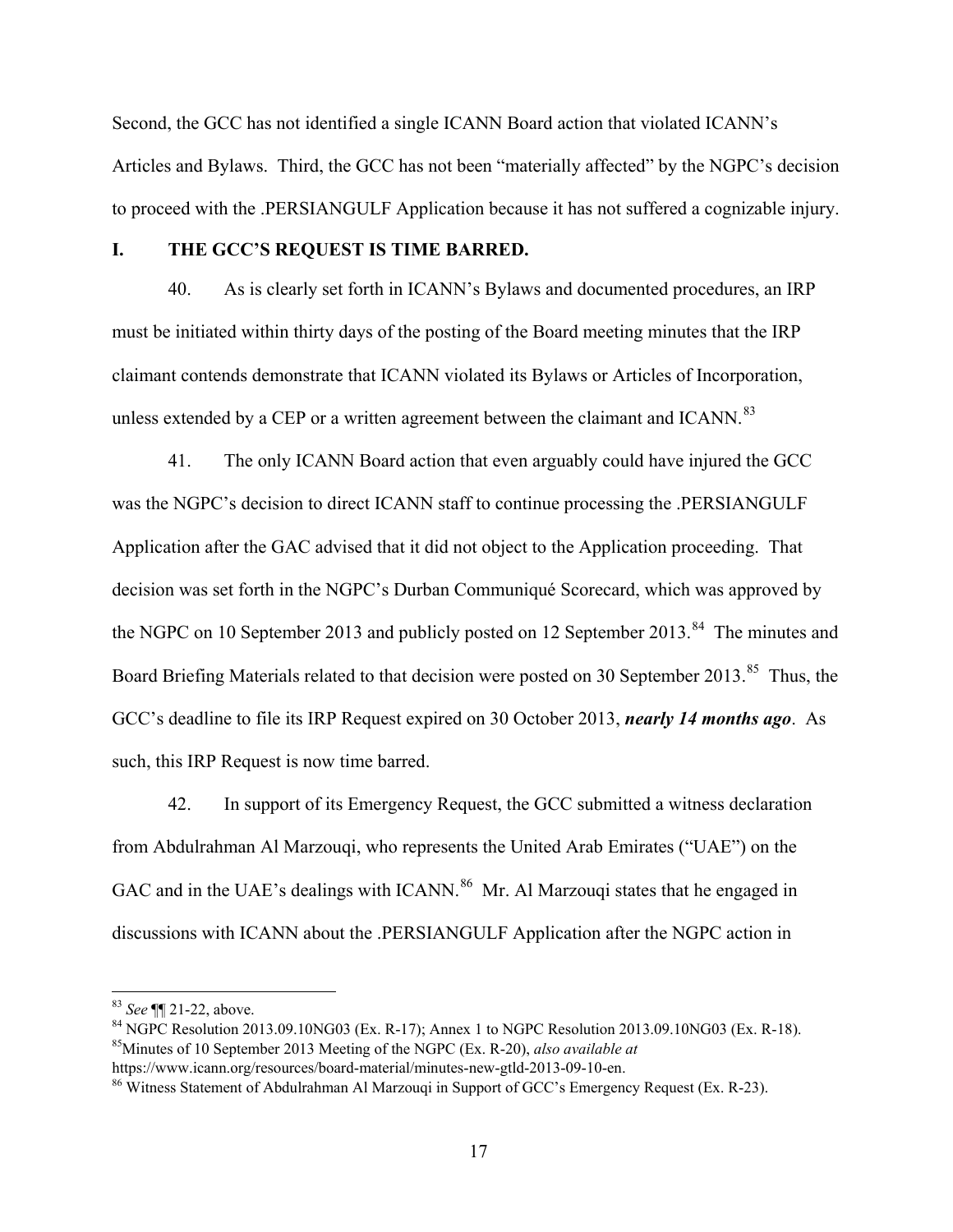Second, the GCC has not identified a single ICANN Board action that violated ICANN's Articles and Bylaws. Third, the GCC has not been "materially affected" by the NGPC's decision to proceed with the .PERSIANGULF Application because it has not suffered a cognizable injury.

## I. THE GCC'S REQUEST IS TIME BARRED.

40. As is clearly set forth in ICANN's Bylaws and documented procedures, an IRP must be initiated within thirty days of the posting of the Board meeting minutes that the IRP claimant contends demonstrate that ICANN violated its Bylaws or Articles of Incorporation, unless extended by a CEP or a written agreement between the claimant and ICANN.[83]

41. The only ICANN Board action that even arguably could have injured the GCC was the NGPC's decision to direct ICANN staff to continue processing the .PERSIANGULF Application after the GAC advised that it did not object to the Application proceeding. That decision was set forth in the NGPC's Durban Communiqué Scorecard, which was approved by the NGPC on 10 September 2013 and publicly posted on 12 September 2013.[84] The minutes and Board Briefing Materials related to that decision were posted on 30 September 2013.[85] Thus, the GCC's deadline to file its IRP Request expired on 30 October 2013, ***nearly 14 months ago***. As such, this IRP Request is now time barred.

42. In support of its Emergency Request, the GCC submitted a witness declaration from Abdulrahman Al Marzouqi, who represents the United Arab Emirates ("UAE") on the GAC and in the UAE's dealings with ICANN.[86] Mr. Al Marzouqi states that he engaged in discussions with ICANN about the .PERSIANGULF Application after the NGPC action in

---

[83] *See* ¶¶ 21-22, above.

[84] NGPC Resolution 2013.09.10NG03 (Ex. R-17); Annex 1 to NGPC Resolution 2013.09.10NG03 (Ex. R-18).

[85] Minutes of 10 September 2013 Meeting of the NGPC (Ex. R-20), *also available at* https://www.icann.org/resources/board-material/minutes-new-gtld-2013-09-10-en.

[86] Witness Statement of Abdulrahman Al Marzouqi in Support of GCC's Emergency Request (Ex. R-23).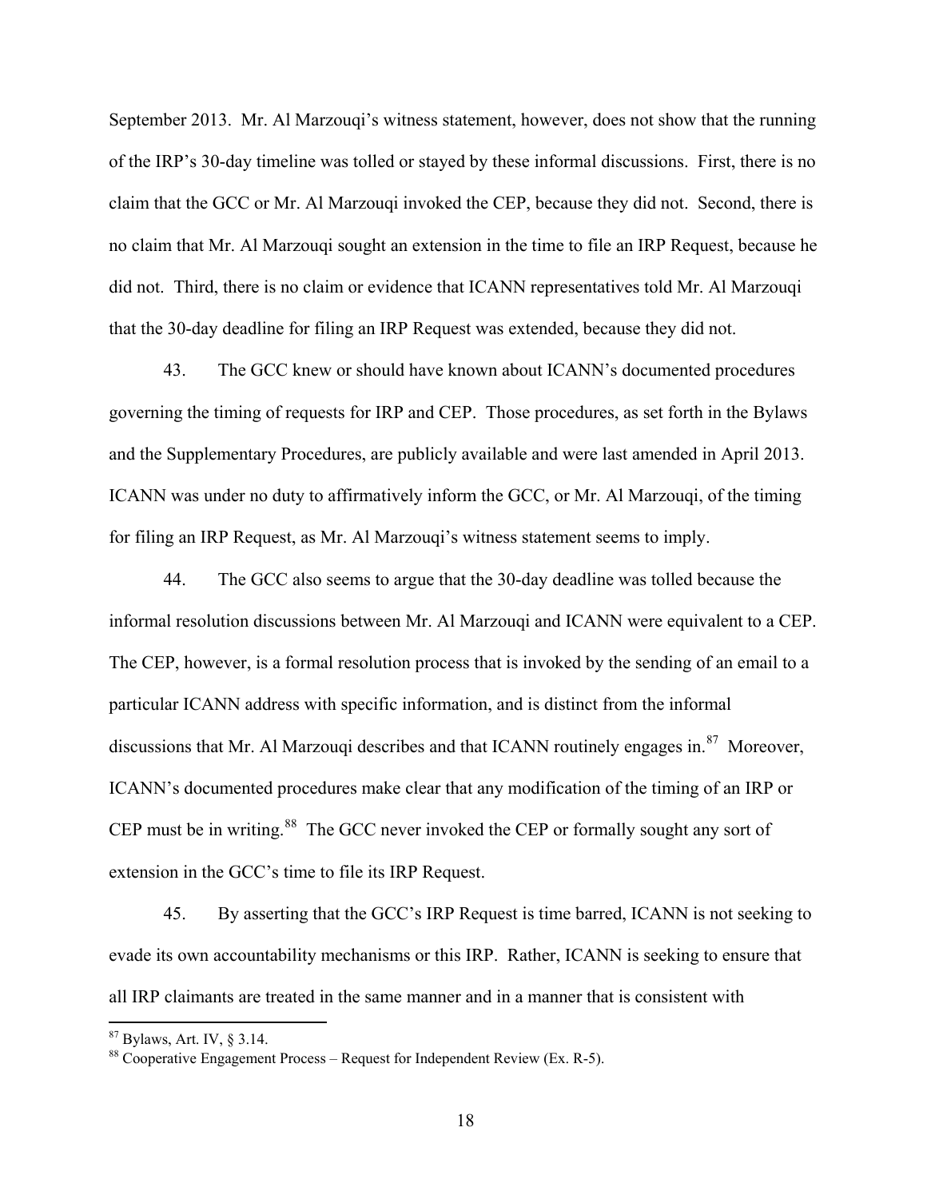September 2013. Mr. Al Marzouqi's witness statement, however, does not show that the running of the IRP's 30-day timeline was tolled or stayed by these informal discussions. First, there is no claim that the GCC or Mr. Al Marzouqi invoked the CEP, because they did not. Second, there is no claim that Mr. Al Marzouqi sought an extension in the time to file an IRP Request, because he did not. Third, there is no claim or evidence that ICANN representatives told Mr. Al Marzouqi that the 30-day deadline for filing an IRP Request was extended, because they did not.

43. The GCC knew or should have known about ICANN's documented procedures governing the timing of requests for IRP and CEP. Those procedures, as set forth in the Bylaws and the Supplementary Procedures, are publicly available and were last amended in April 2013. ICANN was under no duty to affirmatively inform the GCC, or Mr. Al Marzouqi, of the timing for filing an IRP Request, as Mr. Al Marzouqi's witness statement seems to imply.

44. The GCC also seems to argue that the 30-day deadline was tolled because the informal resolution discussions between Mr. Al Marzouqi and ICANN were equivalent to a CEP. The CEP, however, is a formal resolution process that is invoked by the sending of an email to a particular ICANN address with specific information, and is distinct from the informal discussions that Mr. Al Marzouqi describes and that ICANN routinely engages in.[87] Moreover, ICANN's documented procedures make clear that any modification of the timing of an IRP or CEP must be in writing.[88] The GCC never invoked the CEP or formally sought any sort of extension in the GCC's time to file its IRP Request.

45. By asserting that the GCC's IRP Request is time barred, ICANN is not seeking to evade its own accountability mechanisms or this IRP. Rather, ICANN is seeking to ensure that all IRP claimants are treated in the same manner and in a manner that is consistent with

---

[87] Bylaws, Art. IV, § 3.14.

[88] Cooperative Engagement Process – Request for Independent Review (Ex. R-5).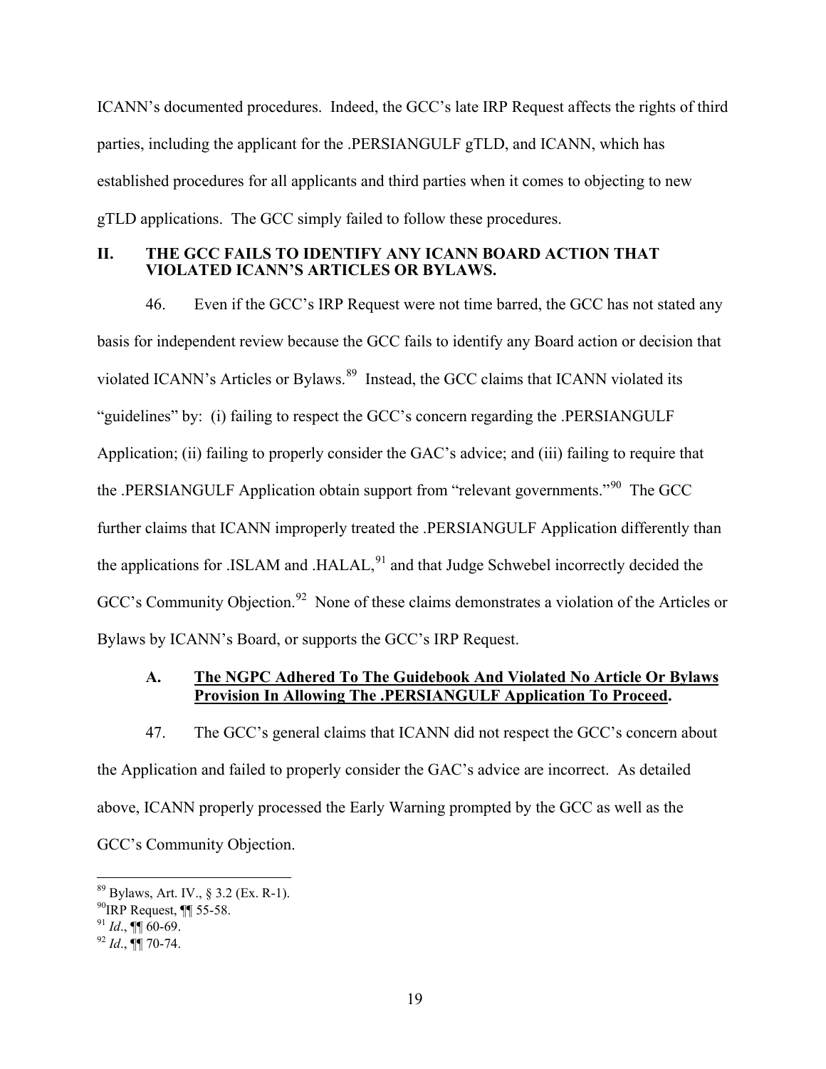ICANN's documented procedures. Indeed, the GCC's late IRP Request affects the rights of third parties, including the applicant for the .PERSIANGULF gTLD, and ICANN, which has established procedures for all applicants and third parties when it comes to objecting to new gTLD applications. The GCC simply failed to follow these procedures.

## II. THE GCC FAILS TO IDENTIFY ANY ICANN BOARD ACTION THAT VIOLATED ICANN'S ARTICLES OR BYLAWS.

46. Even if the GCC's IRP Request were not time barred, the GCC has not stated any basis for independent review because the GCC fails to identify any Board action or decision that violated ICANN's Articles or Bylaws.[89] Instead, the GCC claims that ICANN violated its "guidelines" by: (i) failing to respect the GCC's concern regarding the .PERSIANGULF Application; (ii) failing to properly consider the GAC's advice; and (iii) failing to require that the .PERSIANGULF Application obtain support from "relevant governments."[90] The GCC further claims that ICANN improperly treated the .PERSIANGULF Application differently than the applications for .ISLAM and .HALAL,[91] and that Judge Schwebel incorrectly decided the GCC's Community Objection.[92] None of these claims demonstrates a violation of the Articles or Bylaws by ICANN's Board, or supports the GCC's IRP Request.

### A. <u>The NGPC Adhered To The Guidebook And Violated No Article Or Bylaws Provision In Allowing The .PERSIANGULF Application To Proceed</u>.

47. The GCC's general claims that ICANN did not respect the GCC's concern about the Application and failed to properly consider the GAC's advice are incorrect. As detailed above, ICANN properly processed the Early Warning prompted by the GCC as well as the GCC's Community Objection.

---

[89] Bylaws, Art. IV., § 3.2 (Ex. R-1).

[90] IRP Request, ¶¶ 55-58.

[91] *Id*., ¶¶ 60-69.

[92] *Id*., ¶¶ 70-74.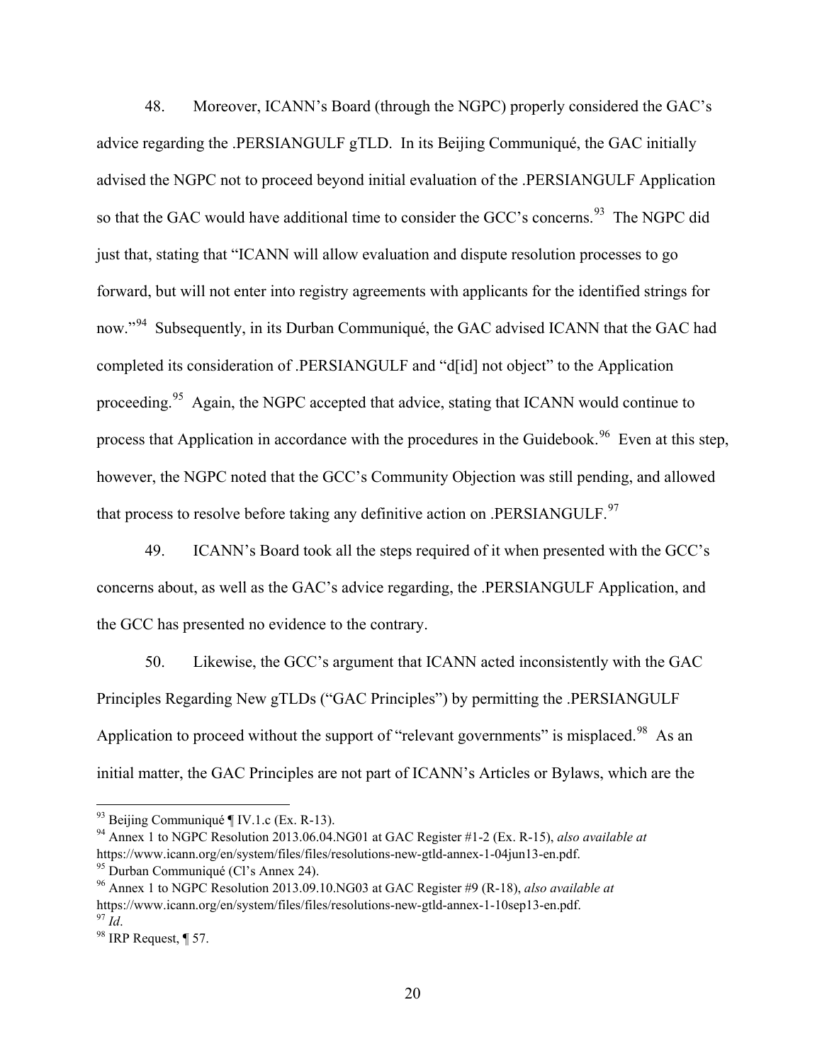48. Moreover, ICANN's Board (through the NGPC) properly considered the GAC's advice regarding the .PERSIANGULF gTLD. In its Beijing Communiqué, the GAC initially advised the NGPC not to proceed beyond initial evaluation of the .PERSIANGULF Application so that the GAC would have additional time to consider the GCC's concerns.[93] The NGPC did just that, stating that "ICANN will allow evaluation and dispute resolution processes to go forward, but will not enter into registry agreements with applicants for the identified strings for now."[94] Subsequently, in its Durban Communiqué, the GAC advised ICANN that the GAC had completed its consideration of .PERSIANGULF and "d[id] not object" to the Application proceeding.[95] Again, the NGPC accepted that advice, stating that ICANN would continue to process that Application in accordance with the procedures in the Guidebook.[96] Even at this step, however, the NGPC noted that the GCC's Community Objection was still pending, and allowed that process to resolve before taking any definitive action on .PERSIANGULF.[97]

49. ICANN's Board took all the steps required of it when presented with the GCC's concerns about, as well as the GAC's advice regarding, the .PERSIANGULF Application, and the GCC has presented no evidence to the contrary.

50. Likewise, the GCC's argument that ICANN acted inconsistently with the GAC Principles Regarding New gTLDs ("GAC Principles") by permitting the .PERSIANGULF Application to proceed without the support of "relevant governments" is misplaced.[98] As an initial matter, the GAC Principles are not part of ICANN's Articles or Bylaws, which are the

---

[93] Beijing Communiqué ¶ IV.1.c (Ex. R-13).

[94] Annex 1 to NGPC Resolution 2013.06.04.NG01 at GAC Register #1-2 (Ex. R-15), *also available at* https://www.icann.org/en/system/files/files/resolutions-new-gtld-annex-1-04jun13-en.pdf.

[95] Durban Communiqué (Cl's Annex 24).

[96] Annex 1 to NGPC Resolution 2013.09.10.NG03 at GAC Register #9 (R-18), *also available at* https://www.icann.org/en/system/files/files/resolutions-new-gtld-annex-1-10sep13-en.pdf.

[97] *Id*.

[98] IRP Request, ¶ 57.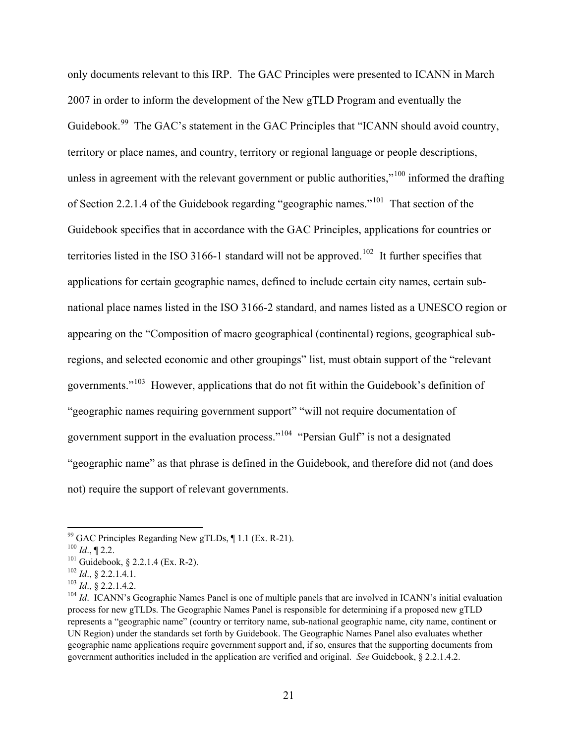only documents relevant to this IRP. The GAC Principles were presented to ICANN in March 2007 in order to inform the development of the New gTLD Program and eventually the Guidebook.[99] The GAC's statement in the GAC Principles that "ICANN should avoid country, territory or place names, and country, territory or regional language or people descriptions, unless in agreement with the relevant government or public authorities,"[100] informed the drafting of Section 2.2.1.4 of the Guidebook regarding "geographic names."[101] That section of the Guidebook specifies that in accordance with the GAC Principles, applications for countries or territories listed in the ISO 3166-1 standard will not be approved.[102] It further specifies that applications for certain geographic names, defined to include certain city names, certain sub-national place names listed in the ISO 3166-2 standard, and names listed as a UNESCO region or appearing on the "Composition of macro geographical (continental) regions, geographical sub-regions, and selected economic and other groupings" list, must obtain support of the "relevant governments."[103] However, applications that do not fit within the Guidebook's definition of "geographic names requiring government support" "will not require documentation of government support in the evaluation process."[104] "Persian Gulf" is not a designated "geographic name" as that phrase is defined in the Guidebook, and therefore did not (and does not) require the support of relevant governments.

---

[99] GAC Principles Regarding New gTLDs, ¶ 1.1 (Ex. R-21).

[100] *Id*., ¶ 2.2.

[101] Guidebook, § 2.2.1.4 (Ex. R-2).

[102] *Id*., § 2.2.1.4.1.

[103] *Id*., § 2.2.1.4.2.

[104] *Id*. ICANN's Geographic Names Panel is one of multiple panels that are involved in ICANN's initial evaluation process for new gTLDs. The Geographic Names Panel is responsible for determining if a proposed new gTLD represents a "geographic name" (country or territory name, sub-national geographic name, city name, continent or UN Region) under the standards set forth by Guidebook. The Geographic Names Panel also evaluates whether geographic name applications require government support and, if so, ensures that the supporting documents from government authorities included in the application are verified and original. *See* Guidebook, § 2.2.1.4.2.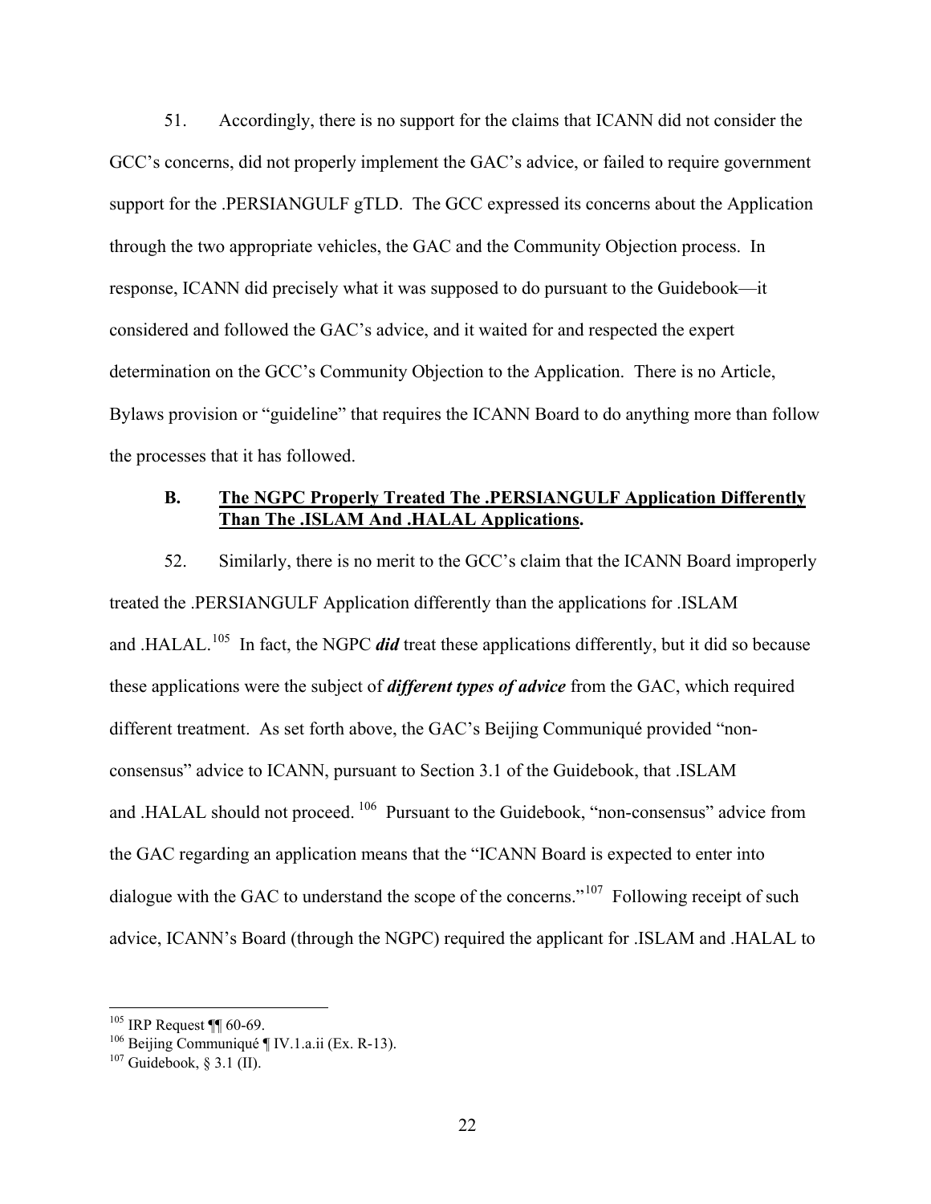51. Accordingly, there is no support for the claims that ICANN did not consider the GCC's concerns, did not properly implement the GAC's advice, or failed to require government support for the .PERSIANGULF gTLD. The GCC expressed its concerns about the Application through the two appropriate vehicles, the GAC and the Community Objection process. In response, ICANN did precisely what it was supposed to do pursuant to the Guidebook—it considered and followed the GAC's advice, and it waited for and respected the expert determination on the GCC's Community Objection to the Application. There is no Article, Bylaws provision or "guideline" that requires the ICANN Board to do anything more than follow the processes that it has followed.

### B. <u>The NGPC Properly Treated The .PERSIANGULF Application Differently Than The .ISLAM And .HALAL Applications</u>.

52. Similarly, there is no merit to the GCC's claim that the ICANN Board improperly treated the .PERSIANGULF Application differently than the applications for .ISLAM and .HALAL.[105] In fact, the NGPC ***did*** treat these applications differently, but it did so because these applications were the subject of ***different types of advice*** from the GAC, which required different treatment. As set forth above, the GAC's Beijing Communiqué provided "non-consensus" advice to ICANN, pursuant to Section 3.1 of the Guidebook, that .ISLAM and .HALAL should not proceed.[106] Pursuant to the Guidebook, "non-consensus" advice from the GAC regarding an application means that the "ICANN Board is expected to enter into dialogue with the GAC to understand the scope of the concerns."[107] Following receipt of such advice, ICANN's Board (through the NGPC) required the applicant for .ISLAM and .HALAL to

---

[105] IRP Request ¶¶ 60-69.

[106] Beijing Communiqué ¶ IV.1.a.ii (Ex. R-13).

[107] Guidebook, § 3.1 (II).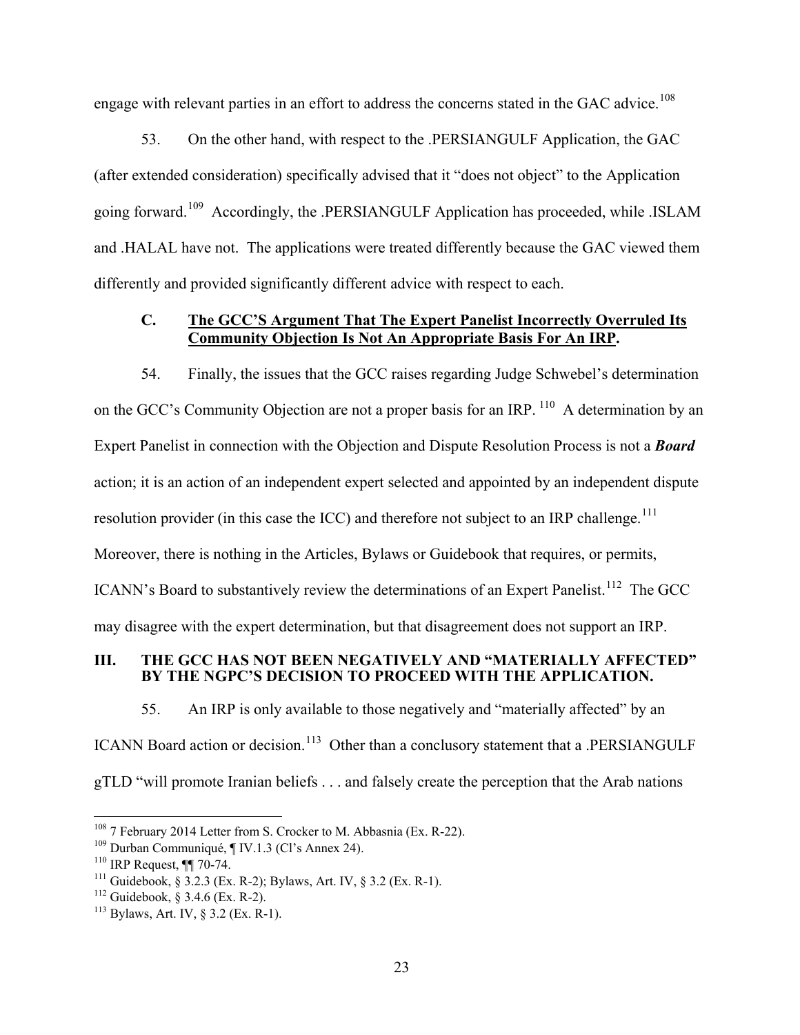engage with relevant parties in an effort to address the concerns stated in the GAC advice.[108]

53. On the other hand, with respect to the .PERSIANGULF Application, the GAC (after extended consideration) specifically advised that it "does not object" to the Application going forward.[109] Accordingly, the .PERSIANGULF Application has proceeded, while .ISLAM and .HALAL have not. The applications were treated differently because the GAC viewed them differently and provided significantly different advice with respect to each.

### C. The GCC'S Argument That The Expert Panelist Incorrectly Overruled Its Community Objection Is Not An Appropriate Basis For An IRP.

54. Finally, the issues that the GCC raises regarding Judge Schwebel's determination on the GCC's Community Objection are not a proper basis for an IRP.[110] A determination by an Expert Panelist in connection with the Objection and Dispute Resolution Process is not a ***Board*** action; it is an action of an independent expert selected and appointed by an independent dispute resolution provider (in this case the ICC) and therefore not subject to an IRP challenge.[111] Moreover, there is nothing in the Articles, Bylaws or Guidebook that requires, or permits, ICANN's Board to substantively review the determinations of an Expert Panelist.[112] The GCC may disagree with the expert determination, but that disagreement does not support an IRP.

## III. THE GCC HAS NOT BEEN NEGATIVELY AND "MATERIALLY AFFECTED" BY THE NGPC'S DECISION TO PROCEED WITH THE APPLICATION.

55. An IRP is only available to those negatively and "materially affected" by an ICANN Board action or decision.[113] Other than a conclusory statement that a .PERSIANGULF gTLD "will promote Iranian beliefs . . . and falsely create the perception that the Arab nations

---

[108] 7 February 2014 Letter from S. Crocker to M. Abbasnia (Ex. R-22).

[109] Durban Communiqué, ¶ IV.1.3 (Cl's Annex 24).

[110] IRP Request, ¶¶ 70-74.

[111] Guidebook, § 3.2.3 (Ex. R-2); Bylaws, Art. IV, § 3.2 (Ex. R-1).

[112] Guidebook, § 3.4.6 (Ex. R-2).

[113] Bylaws, Art. IV, § 3.2 (Ex. R-1).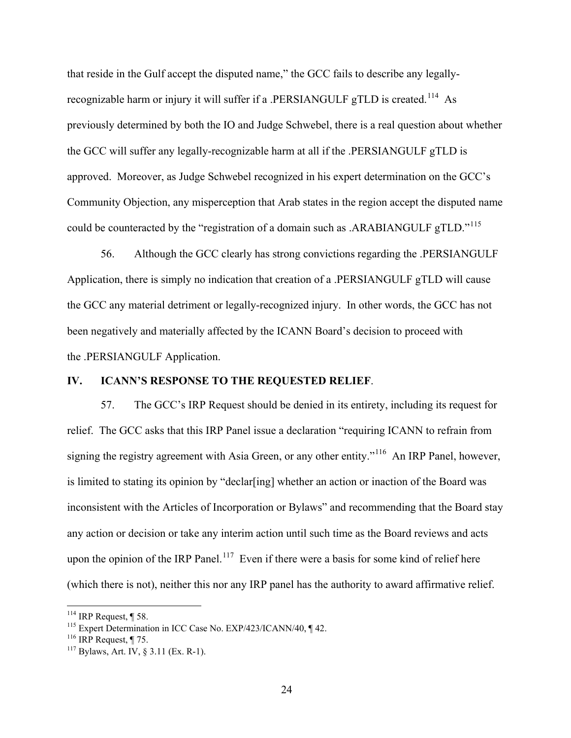that reside in the Gulf accept the disputed name," the GCC fails to describe any legally-recognizable harm or injury it will suffer if a .PERSIANGULF gTLD is created.[114] As previously determined by both the IO and Judge Schwebel, there is a real question about whether the GCC will suffer any legally-recognizable harm at all if the .PERSIANGULF gTLD is approved. Moreover, as Judge Schwebel recognized in his expert determination on the GCC's Community Objection, any misperception that Arab states in the region accept the disputed name could be counteracted by the "registration of a domain such as .ARABIANGULF gTLD."[115]

56. Although the GCC clearly has strong convictions regarding the .PERSIANGULF Application, there is simply no indication that creation of a .PERSIANGULF gTLD will cause the GCC any material detriment or legally-recognized injury. In other words, the GCC has not been negatively and materially affected by the ICANN Board's decision to proceed with the .PERSIANGULF Application.

## IV. ICANN'S RESPONSE TO THE REQUESTED RELIEF.

57. The GCC's IRP Request should be denied in its entirety, including its request for relief. The GCC asks that this IRP Panel issue a declaration "requiring ICANN to refrain from signing the registry agreement with Asia Green, or any other entity."[116] An IRP Panel, however, is limited to stating its opinion by "declar[ing] whether an action or inaction of the Board was inconsistent with the Articles of Incorporation or Bylaws" and recommending that the Board stay any action or decision or take any interim action until such time as the Board reviews and acts upon the opinion of the IRP Panel.[117] Even if there were a basis for some kind of relief here (which there is not), neither this nor any IRP panel has the authority to award affirmative relief.

---

[114] IRP Request, ¶ 58.

[115] Expert Determination in ICC Case No. EXP/423/ICANN/40, ¶ 42.

[116] IRP Request, ¶ 75.

[117] Bylaws, Art. IV, § 3.11 (Ex. R-1).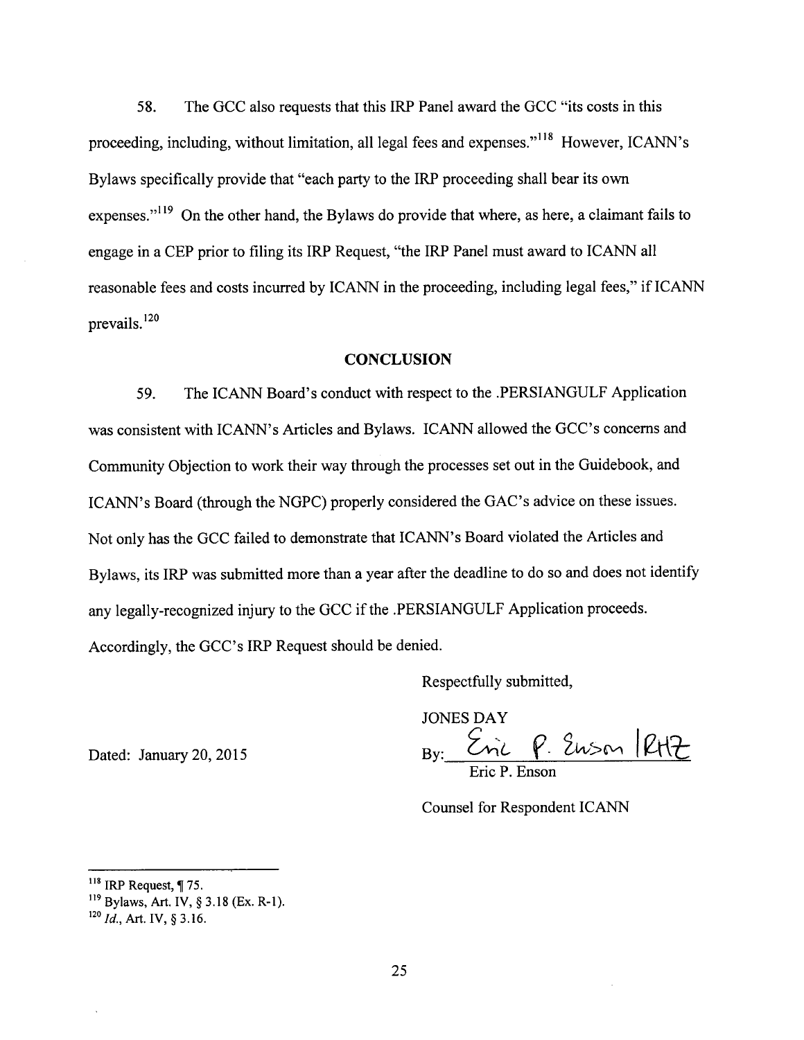58. The GCC also requests that this IRP Panel award the GCC "its costs in this proceeding, including, without limitation, all legal fees and expenses."[118] However, ICANN's Bylaws specifically provide that "each party to the IRP proceeding shall bear its own expenses."[119] On the other hand, the Bylaws do provide that where, as here, a claimant fails to engage in a CEP prior to filing its IRP Request, "the IRP Panel must award to ICANN all reasonable fees and costs incurred by ICANN in the proceeding, including legal fees," if ICANN prevails.[120]

## CONCLUSION

59. The ICANN Board's conduct with respect to the .PERSIANGULF Application was consistent with ICANN's Articles and Bylaws. ICANN allowed the GCC's concerns and Community Objection to work their way through the processes set out in the Guidebook, and ICANN's Board (through the NGPC) properly considered the GAC's advice on these issues. Not only has the GCC failed to demonstrate that ICANN's Board violated the Articles and Bylaws, its IRP was submitted more than a year after the deadline to do so and does not identify any legally-recognized injury to the GCC if the .PERSIANGULF Application proceeds. Accordingly, the GCC's IRP Request should be denied.

Respectfully submitted,

JONES DAY

Dated: January 20, 2015

By: Eric P. Enson /RHZ

Eric P. Enson

Counsel for Respondent ICANN

---

[118] IRP Request, ¶ 75.

[119] Bylaws, Art. IV, § 3.18 (Ex. R-1).

[120] *Id.*, Art. IV, § 3.16.